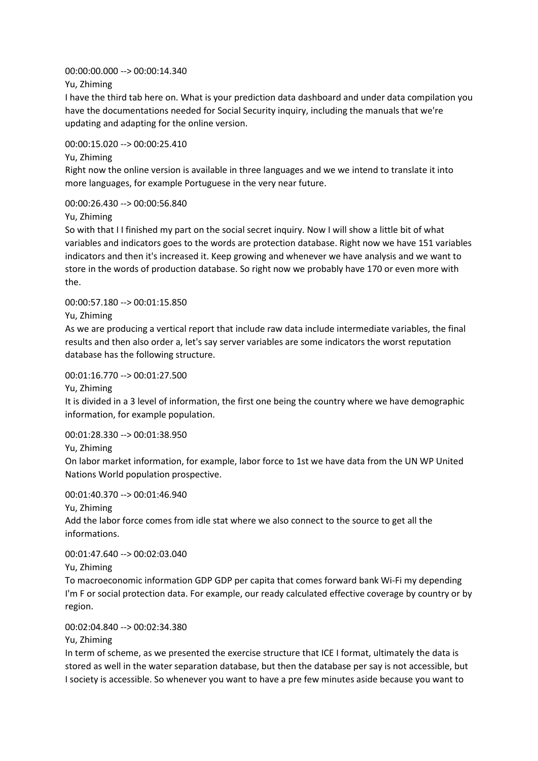00:00:00.000 --> 00:00:14.340

Yu, Zhiming

I have the third tab here on. What is your prediction data dashboard and under data compilation you have the documentations needed for Social Security inquiry, including the manuals that we're updating and adapting for the online version.

00:00:15.020 --> 00:00:25.410

Yu, Zhiming

Right now the online version is available in three languages and we we intend to translate it into more languages, for example Portuguese in the very near future.

00:00:26.430 --> 00:00:56.840

Yu, Zhiming

So with that I I finished my part on the social secret inquiry. Now I will show a little bit of what variables and indicators goes to the words are protection database. Right now we have 151 variables indicators and then it's increased it. Keep growing and whenever we have analysis and we want to store in the words of production database. So right now we probably have 170 or even more with the.

00:00:57.180 --> 00:01:15.850

Yu, Zhiming

As we are producing a vertical report that include raw data include intermediate variables, the final results and then also order a, let's say server variables are some indicators the worst reputation database has the following structure.

00:01:16.770 --> 00:01:27.500

Yu, Zhiming

It is divided in a 3 level of information, the first one being the country where we have demographic information, for example population.

00:01:28.330 --> 00:01:38.950

Yu, Zhiming

On labor market information, for example, labor force to 1st we have data from the UN WP United Nations World population prospective.

00:01:40.370 --> 00:01:46.940

Yu, Zhiming

Add the labor force comes from idle stat where we also connect to the source to get all the informations.

00:01:47.640 --> 00:02:03.040

Yu, Zhiming

To macroeconomic information GDP GDP per capita that comes forward bank Wi-Fi my depending I'm F or social protection data. For example, our ready calculated effective coverage by country or by region.

00:02:04.840 --> 00:02:34.380

Yu, Zhiming

In term of scheme, as we presented the exercise structure that ICE I format, ultimately the data is stored as well in the water separation database, but then the database per say is not accessible, but I society is accessible. So whenever you want to have a pre few minutes aside because you want to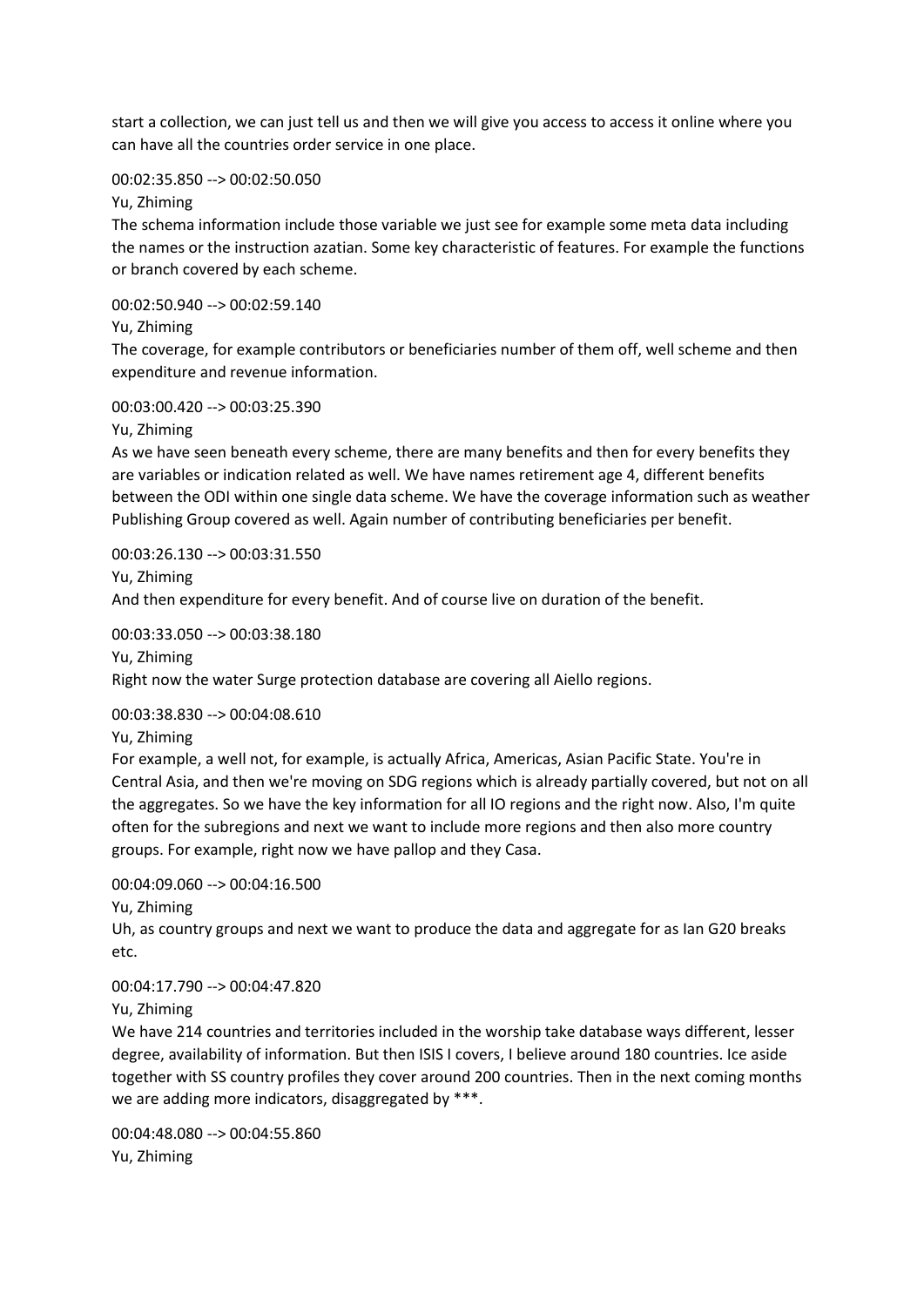start a collection, we can just tell us and then we will give you access to access it online where you can have all the countries order service in one place.

00:02:35.850 --> 00:02:50.050

Yu, Zhiming

The schema information include those variable we just see for example some meta data including the names or the instruction azatian. Some key characteristic of features. For example the functions or branch covered by each scheme.

00:02:50.940 --> 00:02:59.140

Yu, Zhiming

The coverage, for example contributors or beneficiaries number of them off, well scheme and then expenditure and revenue information.

00:03:00.420 --> 00:03:25.390

Yu, Zhiming

As we have seen beneath every scheme, there are many benefits and then for every benefits they are variables or indication related as well. We have names retirement age 4, different benefits between the ODI within one single data scheme. We have the coverage information such as weather Publishing Group covered as well. Again number of contributing beneficiaries per benefit.

00:03:26.130 --> 00:03:31.550

Yu, Zhiming

And then expenditure for every benefit. And of course live on duration of the benefit.

00:03:33.050 --> 00:03:38.180

Yu, Zhiming

Right now the water Surge protection database are covering all Aiello regions.

00:03:38.830 --> 00:04:08.610

Yu, Zhiming

For example, a well not, for example, is actually Africa, Americas, Asian Pacific State. You're in Central Asia, and then we're moving on SDG regions which is already partially covered, but not on all the aggregates. So we have the key information for all IO regions and the right now. Also, I'm quite often for the subregions and next we want to include more regions and then also more country groups. For example, right now we have pallop and they Casa.

00:04:09.060 --> 00:04:16.500

Yu, Zhiming

Uh, as country groups and next we want to produce the data and aggregate for as Ian G20 breaks etc.

00:04:17.790 --> 00:04:47.820

Yu, Zhiming

We have 214 countries and territories included in the worship take database ways different, lesser degree, availability of information. But then ISIS I covers, I believe around 180 countries. Ice aside together with SS country profiles they cover around 200 countries. Then in the next coming months we are adding more indicators, disaggregated by ***.

00:04:48.080 --> 00:04:55.860

Yu, Zhiming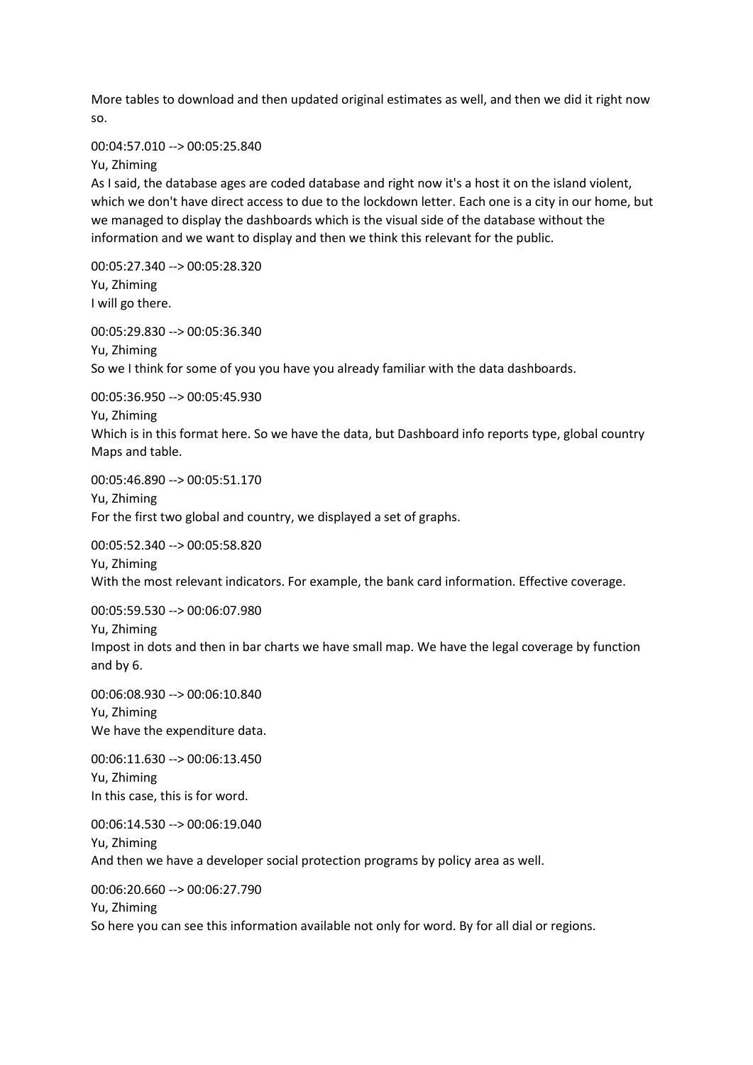More tables to download and then updated original estimates as well, and then we did it right now so.

00:04:57.010 --> 00:05:25.840
Yu, Zhiming
As I said, the database ages are coded database and right now it's a host it on the island violent, which we don't have direct access to due to the lockdown letter. Each one is a city in our home, but we managed to display the dashboards which is the visual side of the database without the information and we want to display and then we think this relevant for the public.

00:05:27.340 --> 00:05:28.320
Yu, Zhiming
I will go there.

00:05:29.830 --> 00:05:36.340
Yu, Zhiming
So we I think for some of you you have you already familiar with the data dashboards.

00:05:36.950 --> 00:05:45.930
Yu, Zhiming
Which is in this format here. So we have the data, but Dashboard info reports type, global country Maps and table.

00:05:46.890 --> 00:05:51.170
Yu, Zhiming
For the first two global and country, we displayed a set of graphs.

00:05:52.340 --> 00:05:58.820
Yu, Zhiming
With the most relevant indicators. For example, the bank card information. Effective coverage.

00:05:59.530 --> 00:06:07.980
Yu, Zhiming
Impost in dots and then in bar charts we have small map. We have the legal coverage by function and by 6.

00:06:08.930 --> 00:06:10.840
Yu, Zhiming
We have the expenditure data.

00:06:11.630 --> 00:06:13.450
Yu, Zhiming
In this case, this is for word.

00:06:14.530 --> 00:06:19.040
Yu, Zhiming
And then we have a developer social protection programs by policy area as well.

00:06:20.660 --> 00:06:27.790
Yu, Zhiming
So here you can see this information available not only for word. By for all dial or regions.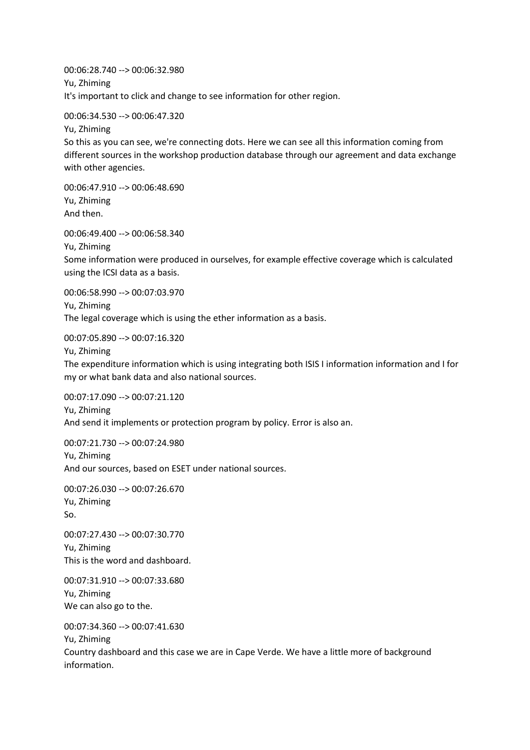00:06:28.740 --> 00:06:32.980
Yu, Zhiming
It's important to click and change to see information for other region.

00:06:34.530 --> 00:06:47.320
Yu, Zhiming
So this as you can see, we're connecting dots. Here we can see all this information coming from different sources in the workshop production database through our agreement and data exchange with other agencies.

00:06:47.910 --> 00:06:48.690
Yu, Zhiming
And then.

00:06:49.400 --> 00:06:58.340
Yu, Zhiming
Some information were produced in ourselves, for example effective coverage which is calculated using the ICSI data as a basis.

00:06:58.990 --> 00:07:03.970
Yu, Zhiming
The legal coverage which is using the ether information as a basis.

00:07:05.890 --> 00:07:16.320
Yu, Zhiming
The expenditure information which is using integrating both ISIS I information information and I for my or what bank data and also national sources.

00:07:17.090 --> 00:07:21.120
Yu, Zhiming
And send it implements or protection program by policy. Error is also an.

00:07:21.730 --> 00:07:24.980
Yu, Zhiming
And our sources, based on ESET under national sources.

00:07:26.030 --> 00:07:26.670
Yu, Zhiming
So.

00:07:27.430 --> 00:07:30.770
Yu, Zhiming
This is the word and dashboard.

00:07:31.910 --> 00:07:33.680
Yu, Zhiming
We can also go to the.

00:07:34.360 --> 00:07:41.630
Yu, Zhiming
Country dashboard and this case we are in Cape Verde. We have a little more of background information.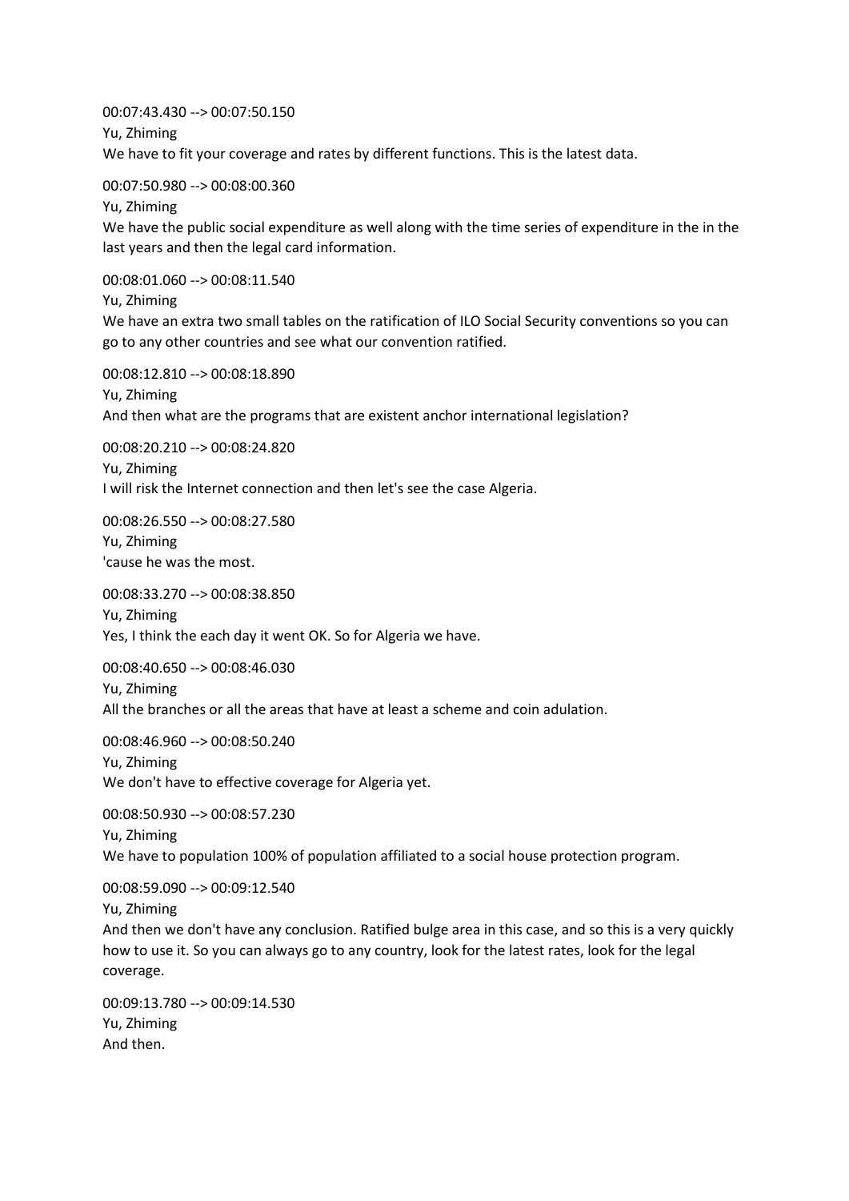00:07:43.430 --> 00:07:50.150
Yu, Zhiming
We have to fit your coverage and rates by different functions. This is the latest data.

00:07:50.980 --> 00:08:00.360
Yu, Zhiming
We have the public social expenditure as well along with the time series of expenditure in the in the last years and then the legal card information.

00:08:01.060 --> 00:08:11.540
Yu, Zhiming
We have an extra two small tables on the ratification of ILO Social Security conventions so you can go to any other countries and see what our convention ratified.

00:08:12.810 --> 00:08:18.890
Yu, Zhiming
And then what are the programs that are existent anchor international legislation?

00:08:20.210 --> 00:08:24.820
Yu, Zhiming
I will risk the Internet connection and then let's see the case Algeria.

00:08:26.550 --> 00:08:27.580
Yu, Zhiming
'cause he was the most.

00:08:33.270 --> 00:08:38.850
Yu, Zhiming
Yes, I think the each day it went OK. So for Algeria we have.

00:08:40.650 --> 00:08:46.030
Yu, Zhiming
All the branches or all the areas that have at least a scheme and coin adulation.

00:08:46.960 --> 00:08:50.240
Yu, Zhiming
We don't have to effective coverage for Algeria yet.

00:08:50.930 --> 00:08:57.230
Yu, Zhiming
We have to population 100% of population affiliated to a social house protection program.

00:08:59.090 --> 00:09:12.540
Yu, Zhiming
And then we don't have any conclusion. Ratified bulge area in this case, and so this is a very quickly how to use it. So you can always go to any country, look for the latest rates, look for the legal coverage.

00:09:13.780 --> 00:09:14.530
Yu, Zhiming
And then.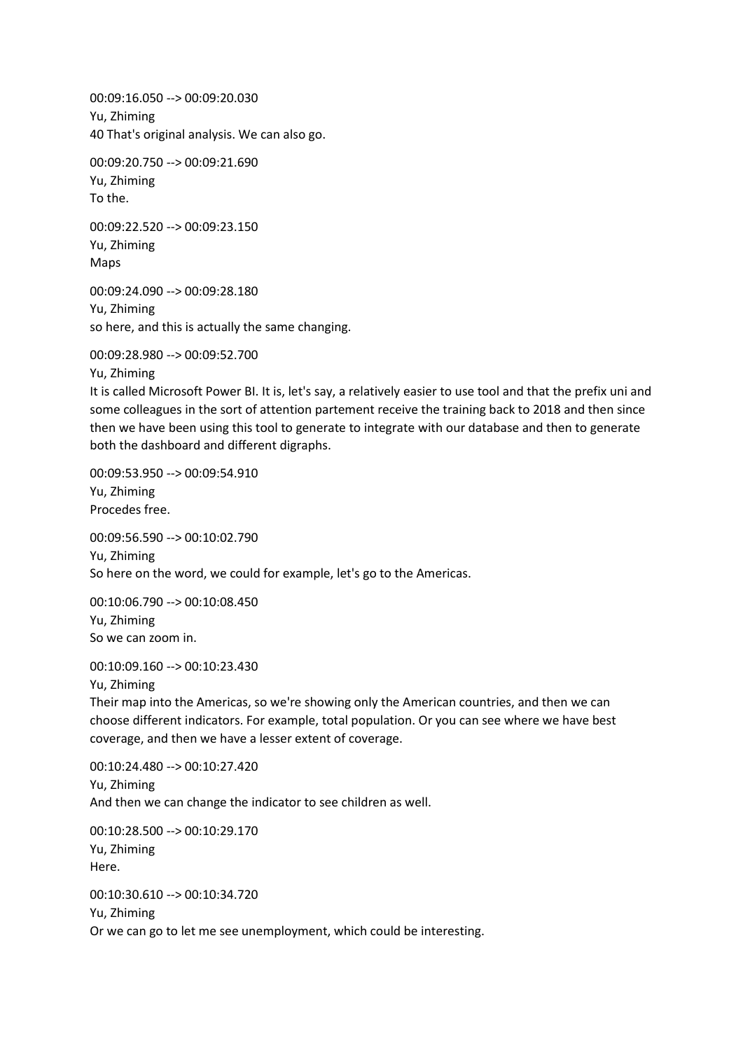00:09:16.050 --> 00:09:20.030
Yu, Zhiming
40 That's original analysis. We can also go.

00:09:20.750 --> 00:09:21.690
Yu, Zhiming
To the.

00:09:22.520 --> 00:09:23.150
Yu, Zhiming
Maps

00:09:24.090 --> 00:09:28.180
Yu, Zhiming
so here, and this is actually the same changing.

00:09:28.980 --> 00:09:52.700
Yu, Zhiming
It is called Microsoft Power BI. It is, let's say, a relatively easier to use tool and that the prefix uni and some colleagues in the sort of attention partement receive the training back to 2018 and then since then we have been using this tool to generate to integrate with our database and then to generate both the dashboard and different digraphs.

00:09:53.950 --> 00:09:54.910
Yu, Zhiming
Procedes free.

00:09:56.590 --> 00:10:02.790
Yu, Zhiming
So here on the word, we could for example, let's go to the Americas.

00:10:06.790 --> 00:10:08.450
Yu, Zhiming
So we can zoom in.

00:10:09.160 --> 00:10:23.430
Yu, Zhiming
Their map into the Americas, so we're showing only the American countries, and then we can choose different indicators. For example, total population. Or you can see where we have best coverage, and then we have a lesser extent of coverage.

00:10:24.480 --> 00:10:27.420
Yu, Zhiming
And then we can change the indicator to see children as well.

00:10:28.500 --> 00:10:29.170
Yu, Zhiming
Here.

00:10:30.610 --> 00:10:34.720
Yu, Zhiming
Or we can go to let me see unemployment, which could be interesting.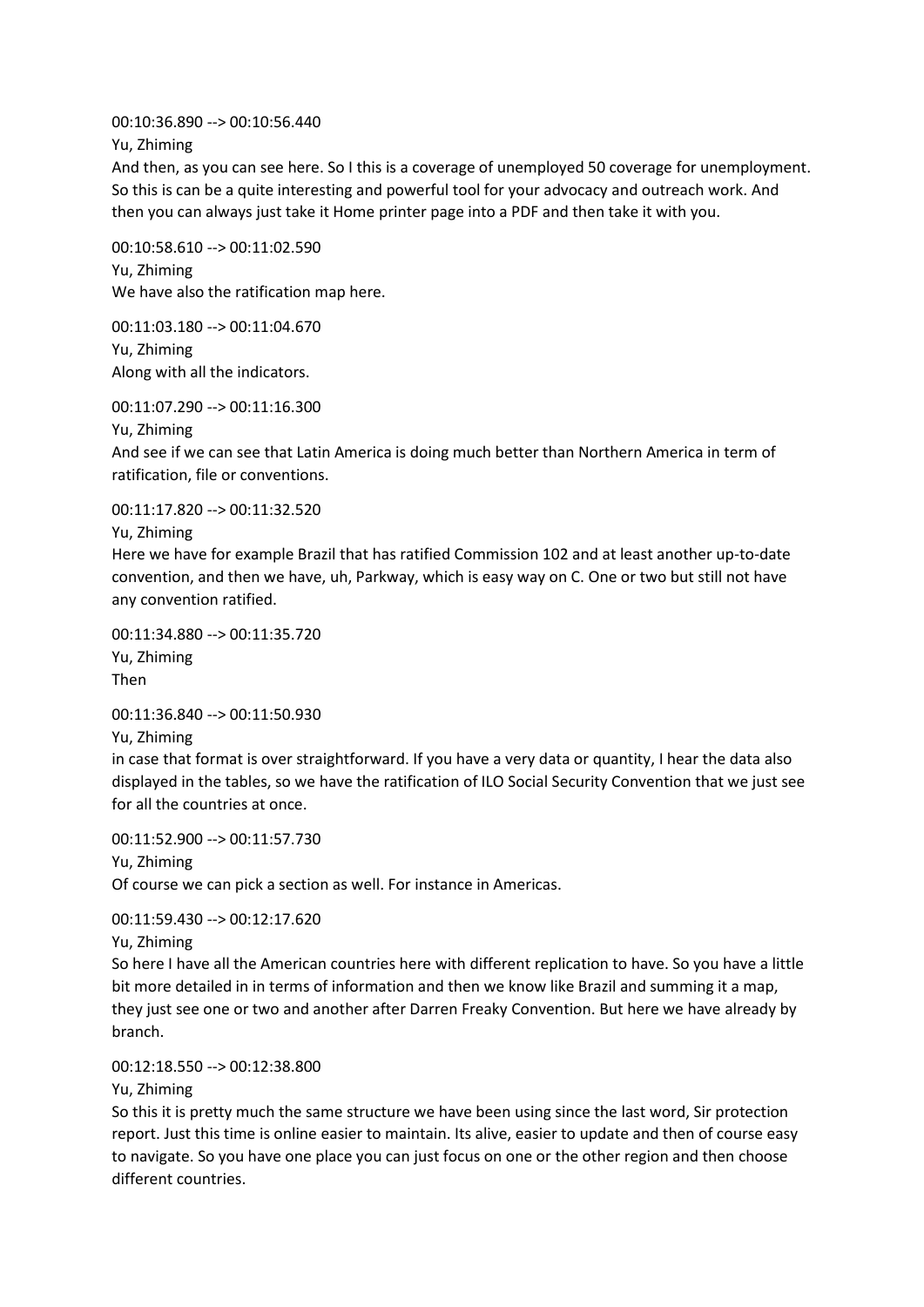00:10:36.890 --> 00:10:56.440

Yu, Zhiming

And then, as you can see here. So I this is a coverage of unemployed 50 coverage for unemployment. So this is can be a quite interesting and powerful tool for your advocacy and outreach work. And then you can always just take it Home printer page into a PDF and then take it with you.

00:10:58.610 --> 00:11:02.590

Yu, Zhiming

We have also the ratification map here.

00:11:03.180 --> 00:11:04.670

Yu, Zhiming

Along with all the indicators.

00:11:07.290 --> 00:11:16.300

Yu, Zhiming

And see if we can see that Latin America is doing much better than Northern America in term of ratification, file or conventions.

00:11:17.820 --> 00:11:32.520

Yu, Zhiming

Here we have for example Brazil that has ratified Commission 102 and at least another up-to-date convention, and then we have, uh, Parkway, which is easy way on C. One or two but still not have any convention ratified.

00:11:34.880 --> 00:11:35.720

Yu, Zhiming

Then

00:11:36.840 --> 00:11:50.930

Yu, Zhiming

in case that format is over straightforward. If you have a very data or quantity, I hear the data also displayed in the tables, so we have the ratification of ILO Social Security Convention that we just see for all the countries at once.

00:11:52.900 --> 00:11:57.730

Yu, Zhiming

Of course we can pick a section as well. For instance in Americas.

00:11:59.430 --> 00:12:17.620

Yu, Zhiming

So here I have all the American countries here with different replication to have. So you have a little bit more detailed in in terms of information and then we know like Brazil and summing it a map, they just see one or two and another after Darren Freaky Convention. But here we have already by branch.

00:12:18.550 --> 00:12:38.800

Yu, Zhiming

So this it is pretty much the same structure we have been using since the last word, Sir protection report. Just this time is online easier to maintain. Its alive, easier to update and then of course easy to navigate. So you have one place you can just focus on one or the other region and then choose different countries.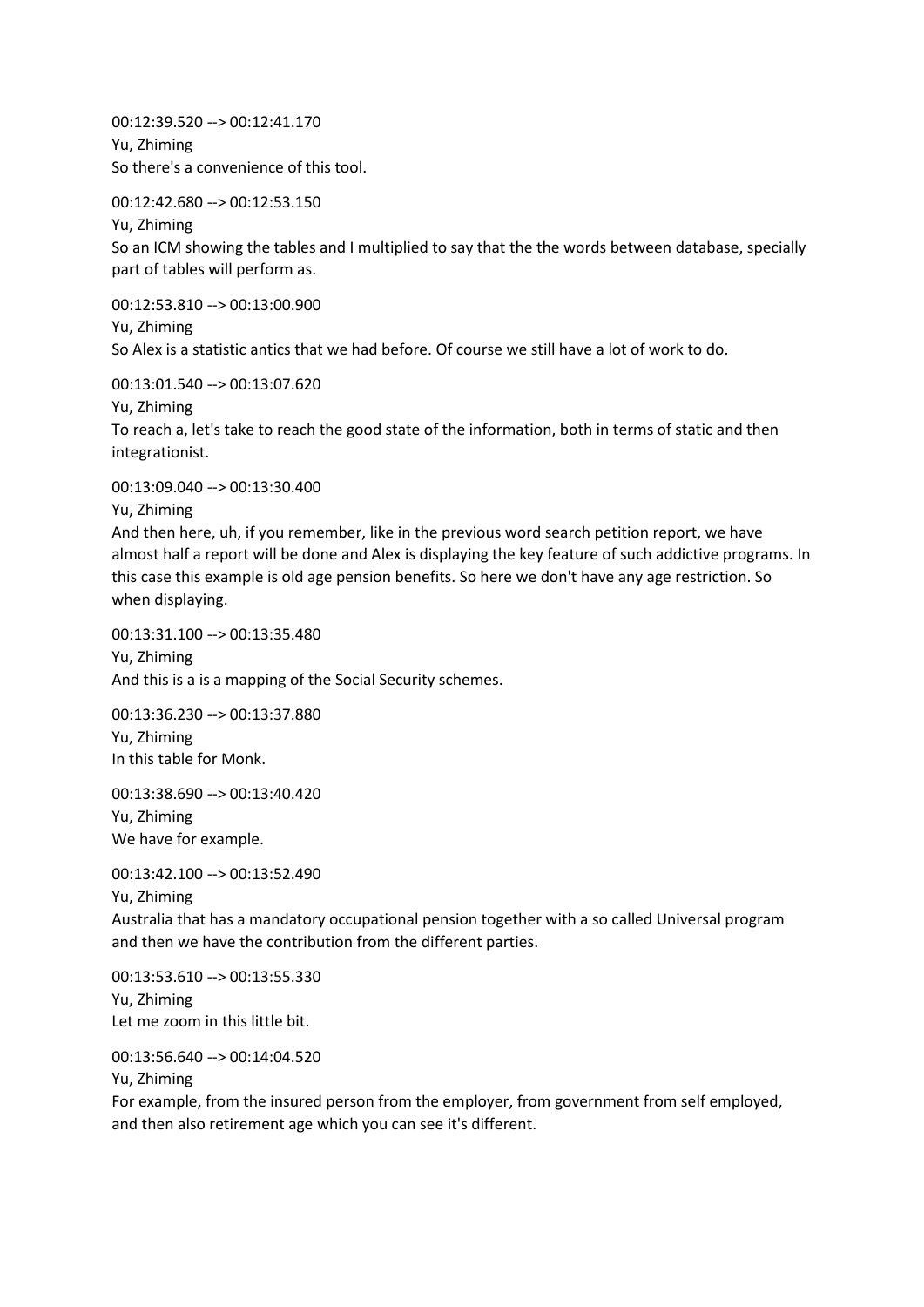00:12:39.520 --> 00:12:41.170
Yu, Zhiming
So there's a convenience of this tool.

00:12:42.680 --> 00:12:53.150
Yu, Zhiming
So an ICM showing the tables and I multiplied to say that the the words between database, specially part of tables will perform as.

00:12:53.810 --> 00:13:00.900
Yu, Zhiming
So Alex is a statistic antics that we had before. Of course we still have a lot of work to do.

00:13:01.540 --> 00:13:07.620
Yu, Zhiming
To reach a, let's take to reach the good state of the information, both in terms of static and then integrationist.

00:13:09.040 --> 00:13:30.400
Yu, Zhiming
And then here, uh, if you remember, like in the previous word search petition report, we have almost half a report will be done and Alex is displaying the key feature of such addictive programs. In this case this example is old age pension benefits. So here we don't have any age restriction. So when displaying.

00:13:31.100 --> 00:13:35.480
Yu, Zhiming
And this is a is a mapping of the Social Security schemes.

00:13:36.230 --> 00:13:37.880
Yu, Zhiming
In this table for Monk.

00:13:38.690 --> 00:13:40.420
Yu, Zhiming
We have for example.

00:13:42.100 --> 00:13:52.490
Yu, Zhiming
Australia that has a mandatory occupational pension together with a so called Universal program and then we have the contribution from the different parties.

00:13:53.610 --> 00:13:55.330
Yu, Zhiming
Let me zoom in this little bit.

00:13:56.640 --> 00:14:04.520
Yu, Zhiming
For example, from the insured person from the employer, from government from self employed, and then also retirement age which you can see it's different.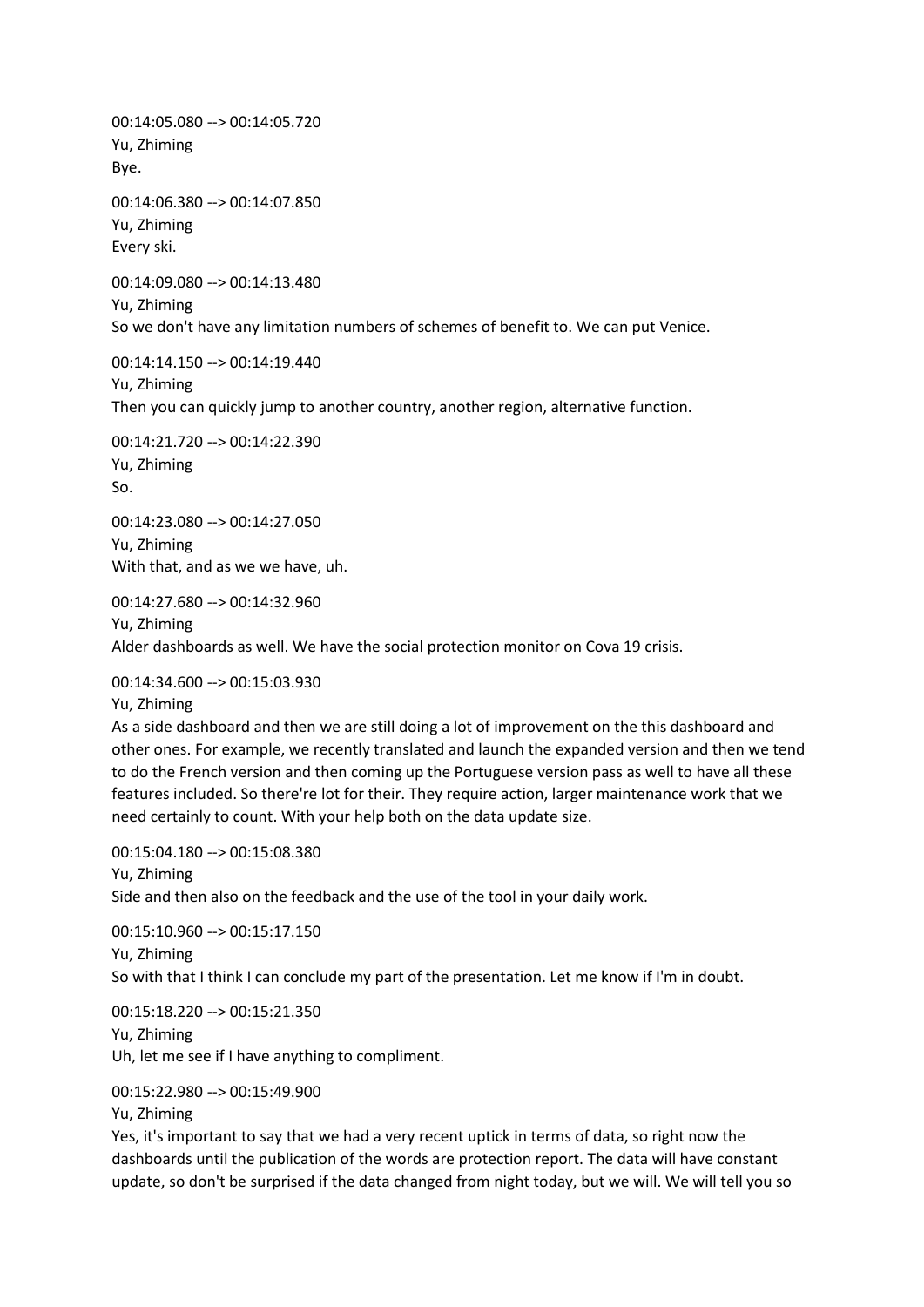00:14:05.080 --> 00:14:05.720
Yu, Zhiming
Bye.

00:14:06.380 --> 00:14:07.850
Yu, Zhiming
Every ski.

00:14:09.080 --> 00:14:13.480
Yu, Zhiming
So we don't have any limitation numbers of schemes of benefit to. We can put Venice.

00:14:14.150 --> 00:14:19.440
Yu, Zhiming
Then you can quickly jump to another country, another region, alternative function.

00:14:21.720 --> 00:14:22.390
Yu, Zhiming
So.

00:14:23.080 --> 00:14:27.050
Yu, Zhiming
With that, and as we we have, uh.

00:14:27.680 --> 00:14:32.960
Yu, Zhiming
Alder dashboards as well. We have the social protection monitor on Cova 19 crisis.

00:14:34.600 --> 00:15:03.930
Yu, Zhiming
As a side dashboard and then we are still doing a lot of improvement on the this dashboard and other ones. For example, we recently translated and launch the expanded version and then we tend to do the French version and then coming up the Portuguese version pass as well to have all these features included. So there're lot for their. They require action, larger maintenance work that we need certainly to count. With your help both on the data update size.

00:15:04.180 --> 00:15:08.380
Yu, Zhiming
Side and then also on the feedback and the use of the tool in your daily work.

00:15:10.960 --> 00:15:17.150
Yu, Zhiming
So with that I think I can conclude my part of the presentation. Let me know if I'm in doubt.

00:15:18.220 --> 00:15:21.350
Yu, Zhiming
Uh, let me see if I have anything to compliment.

00:15:22.980 --> 00:15:49.900
Yu, Zhiming
Yes, it's important to say that we had a very recent uptick in terms of data, so right now the dashboards until the publication of the words are protection report. The data will have constant update, so don't be surprised if the data changed from night today, but we will. We will tell you so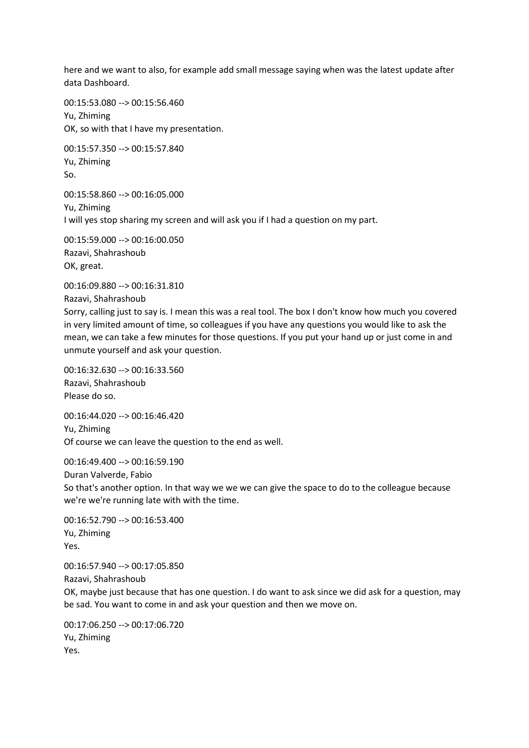here and we want to also, for example add small message saying when was the latest update after data Dashboard.

00:15:53.080 --> 00:15:56.460
Yu, Zhiming
OK, so with that I have my presentation.

00:15:57.350 --> 00:15:57.840
Yu, Zhiming
So.

00:15:58.860 --> 00:16:05.000
Yu, Zhiming
I will yes stop sharing my screen and will ask you if I had a question on my part.

00:15:59.000 --> 00:16:00.050
Razavi, Shahrashoub
OK, great.

00:16:09.880 --> 00:16:31.810
Razavi, Shahrashoub
Sorry, calling just to say is. I mean this was a real tool. The box I don't know how much you covered in very limited amount of time, so colleagues if you have any questions you would like to ask the mean, we can take a few minutes for those questions. If you put your hand up or just come in and unmute yourself and ask your question.

00:16:32.630 --> 00:16:33.560
Razavi, Shahrashoub
Please do so.

00:16:44.020 --> 00:16:46.420
Yu, Zhiming
Of course we can leave the question to the end as well.

00:16:49.400 --> 00:16:59.190
Duran Valverde, Fabio
So that's another option. In that way we we we can give the space to do to the colleague because we're we're running late with with the time.

00:16:52.790 --> 00:16:53.400
Yu, Zhiming
Yes.

00:16:57.940 --> 00:17:05.850
Razavi, Shahrashoub
OK, maybe just because that has one question. I do want to ask since we did ask for a question, may be sad. You want to come in and ask your question and then we move on.

00:17:06.250 --> 00:17:06.720
Yu, Zhiming
Yes.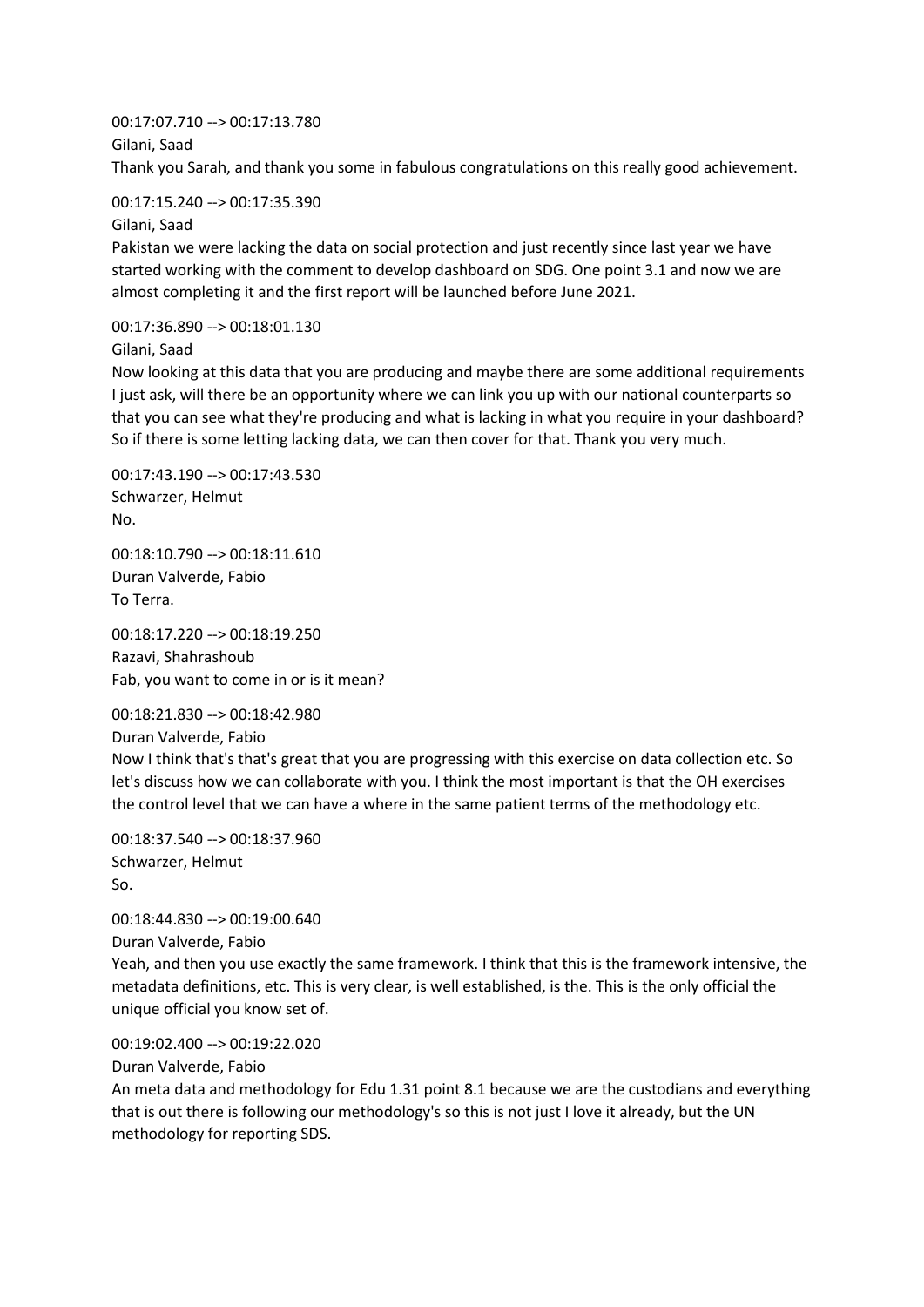00:17:07.710 --> 00:17:13.780
Gilani, Saad
Thank you Sarah, and thank you some in fabulous congratulations on this really good achievement.

00:17:15.240 --> 00:17:35.390
Gilani, Saad
Pakistan we were lacking the data on social protection and just recently since last year we have started working with the comment to develop dashboard on SDG. One point 3.1 and now we are almost completing it and the first report will be launched before June 2021.

00:17:36.890 --> 00:18:01.130
Gilani, Saad
Now looking at this data that you are producing and maybe there are some additional requirements I just ask, will there be an opportunity where we can link you up with our national counterparts so that you can see what they're producing and what is lacking in what you require in your dashboard? So if there is some letting lacking data, we can then cover for that. Thank you very much.

00:17:43.190 --> 00:17:43.530
Schwarzer, Helmut
No.

00:18:10.790 --> 00:18:11.610
Duran Valverde, Fabio
To Terra.

00:18:17.220 --> 00:18:19.250
Razavi, Shahrashoub
Fab, you want to come in or is it mean?

00:18:21.830 --> 00:18:42.980
Duran Valverde, Fabio
Now I think that's that's great that you are progressing with this exercise on data collection etc. So let's discuss how we can collaborate with you. I think the most important is that the OH exercises the control level that we can have a where in the same patient terms of the methodology etc.

00:18:37.540 --> 00:18:37.960
Schwarzer, Helmut
So.

00:18:44.830 --> 00:19:00.640
Duran Valverde, Fabio
Yeah, and then you use exactly the same framework. I think that this is the framework intensive, the metadata definitions, etc. This is very clear, is well established, is the. This is the only official the unique official you know set of.

00:19:02.400 --> 00:19:22.020
Duran Valverde, Fabio
An meta data and methodology for Edu 1.31 point 8.1 because we are the custodians and everything that is out there is following our methodology's so this is not just I love it already, but the UN methodology for reporting SDS.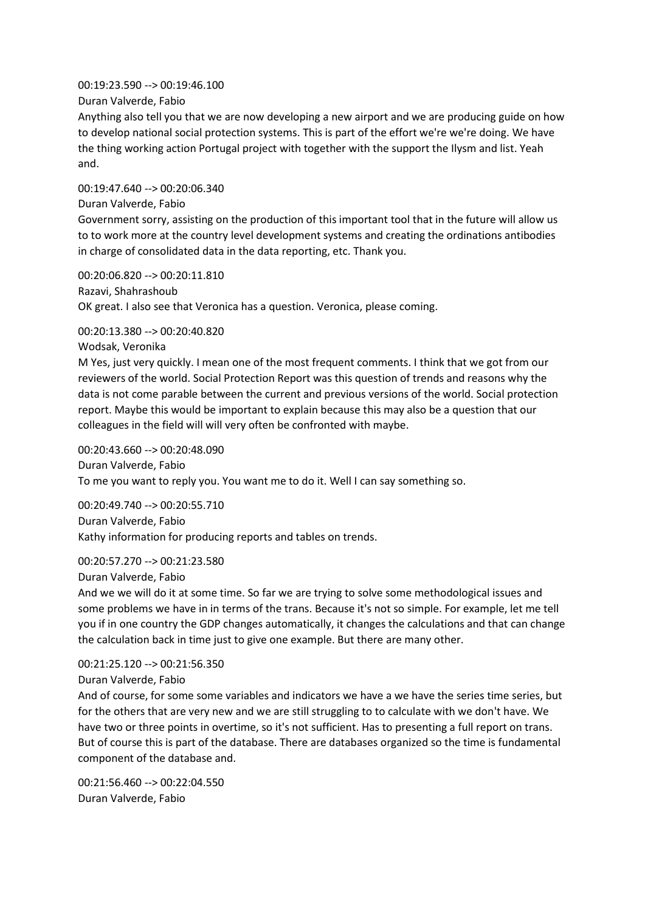00:19:23.590 --> 00:19:46.100
Duran Valverde, Fabio
Anything also tell you that we are now developing a new airport and we are producing guide on how to develop national social protection systems. This is part of the effort we're we're doing. We have the thing working action Portugal project with together with the support the Ilysm and list. Yeah and.

00:19:47.640 --> 00:20:06.340
Duran Valverde, Fabio
Government sorry, assisting on the production of this important tool that in the future will allow us to to work more at the country level development systems and creating the ordinations antibodies in charge of consolidated data in the data reporting, etc. Thank you.

00:20:06.820 --> 00:20:11.810
Razavi, Shahrashoub
OK great. I also see that Veronica has a question. Veronica, please coming.

00:20:13.380 --> 00:20:40.820
Wodsak, Veronika
M Yes, just very quickly. I mean one of the most frequent comments. I think that we got from our reviewers of the world. Social Protection Report was this question of trends and reasons why the data is not come parable between the current and previous versions of the world. Social protection report. Maybe this would be important to explain because this may also be a question that our colleagues in the field will will very often be confronted with maybe.

00:20:43.660 --> 00:20:48.090
Duran Valverde, Fabio
To me you want to reply you. You want me to do it. Well I can say something so.

00:20:49.740 --> 00:20:55.710
Duran Valverde, Fabio
Kathy information for producing reports and tables on trends.

00:20:57.270 --> 00:21:23.580
Duran Valverde, Fabio
And we we will do it at some time. So far we are trying to solve some methodological issues and some problems we have in in terms of the trans. Because it's not so simple. For example, let me tell you if in one country the GDP changes automatically, it changes the calculations and that can change the calculation back in time just to give one example. But there are many other.

00:21:25.120 --> 00:21:56.350
Duran Valverde, Fabio
And of course, for some some variables and indicators we have a we have the series time series, but for the others that are very new and we are still struggling to to calculate with we don't have. We have two or three points in overtime, so it's not sufficient. Has to presenting a full report on trans. But of course this is part of the database. There are databases organized so the time is fundamental component of the database and.

00:21:56.460 --> 00:22:04.550
Duran Valverde, Fabio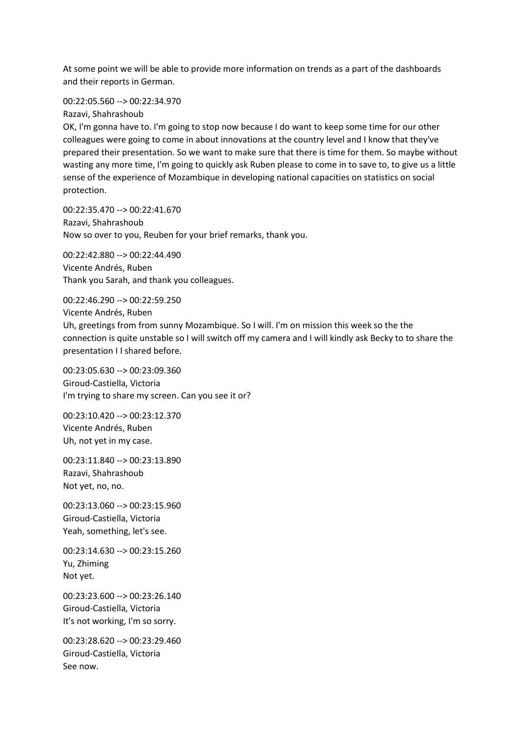At some point we will be able to provide more information on trends as a part of the dashboards and their reports in German.

00:22:05.560 --> 00:22:34.970
Razavi, Shahrashoub
OK, I'm gonna have to. I'm going to stop now because I do want to keep some time for our other colleagues were going to come in about innovations at the country level and I know that they've prepared their presentation. So we want to make sure that there is time for them. So maybe without wasting any more time, I'm going to quickly ask Ruben please to come in to save to, to give us a little sense of the experience of Mozambique in developing national capacities on statistics on social protection.

00:22:35.470 --> 00:22:41.670
Razavi, Shahrashoub
Now so over to you, Reuben for your brief remarks, thank you.

00:22:42.880 --> 00:22:44.490
Vicente Andrés, Ruben
Thank you Sarah, and thank you colleagues.

00:22:46.290 --> 00:22:59.250
Vicente Andrés, Ruben
Uh, greetings from from sunny Mozambique. So I will. I'm on mission this week so the the connection is quite unstable so I will switch off my camera and I will kindly ask Becky to to share the presentation I I shared before.

00:23:05.630 --> 00:23:09.360
Giroud-Castiella, Victoria
I'm trying to share my screen. Can you see it or?

00:23:10.420 --> 00:23:12.370
Vicente Andrés, Ruben
Uh, not yet in my case.

00:23:11.840 --> 00:23:13.890
Razavi, Shahrashoub
Not yet, no, no.

00:23:13.060 --> 00:23:15.960
Giroud-Castiella, Victoria
Yeah, something, let's see.

00:23:14.630 --> 00:23:15.260
Yu, Zhiming
Not yet.

00:23:23.600 --> 00:23:26.140
Giroud-Castiella, Victoria
It's not working, I'm so sorry.

00:23:28.620 --> 00:23:29.460
Giroud-Castiella, Victoria
See now.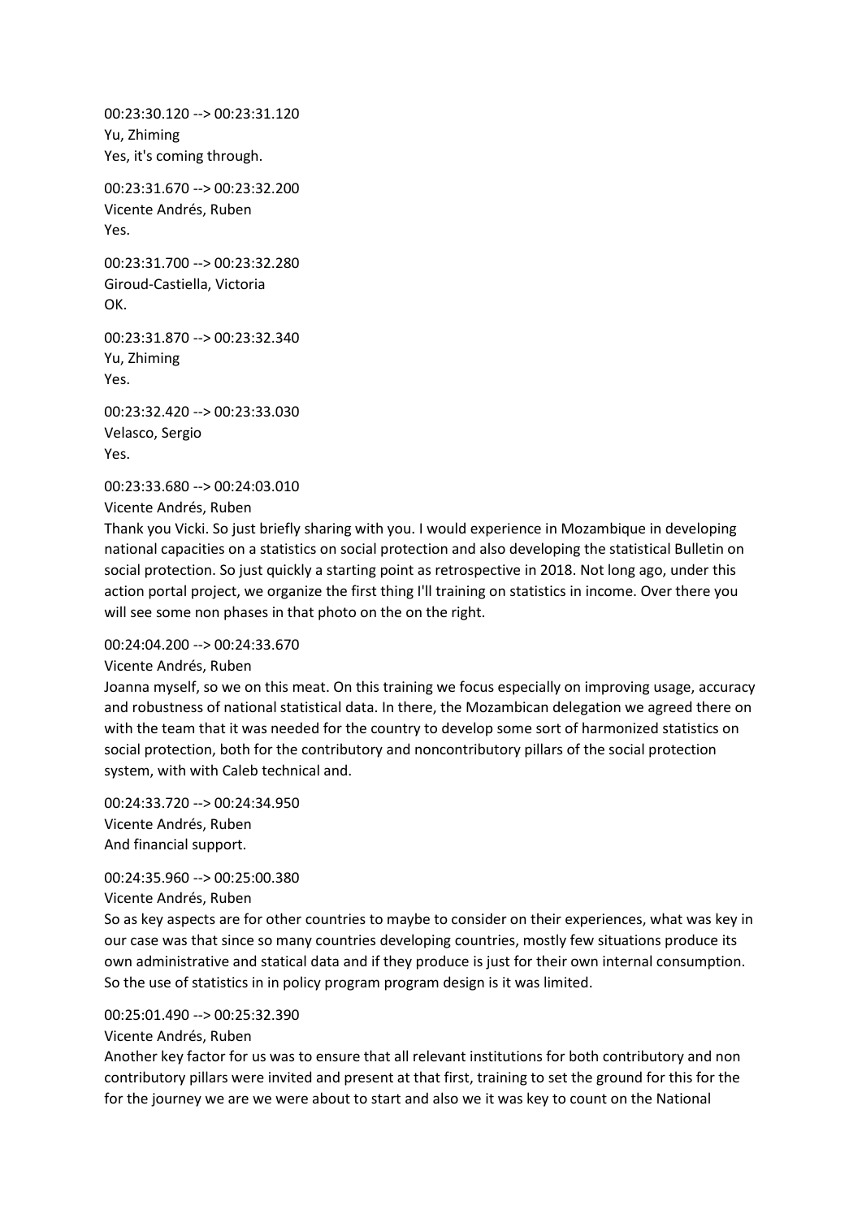00:23:30.120 --> 00:23:31.120
Yu, Zhiming
Yes, it's coming through.

00:23:31.670 --> 00:23:32.200
Vicente Andrés, Ruben
Yes.

00:23:31.700 --> 00:23:32.280
Giroud-Castiella, Victoria
OK.

00:23:31.870 --> 00:23:32.340
Yu, Zhiming
Yes.

00:23:32.420 --> 00:23:33.030
Velasco, Sergio
Yes.

00:23:33.680 --> 00:24:03.010
Vicente Andrés, Ruben
Thank you Vicki. So just briefly sharing with you. I would experience in Mozambique in developing national capacities on a statistics on social protection and also developing the statistical Bulletin on social protection. So just quickly a starting point as retrospective in 2018. Not long ago, under this action portal project, we organize the first thing I'll training on statistics in income. Over there you will see some non phases in that photo on the on the right.

00:24:04.200 --> 00:24:33.670
Vicente Andrés, Ruben
Joanna myself, so we on this meat. On this training we focus especially on improving usage, accuracy and robustness of national statistical data. In there, the Mozambican delegation we agreed there on with the team that it was needed for the country to develop some sort of harmonized statistics on social protection, both for the contributory and noncontributory pillars of the social protection system, with with Caleb technical and.

00:24:33.720 --> 00:24:34.950
Vicente Andrés, Ruben
And financial support.

00:24:35.960 --> 00:25:00.380
Vicente Andrés, Ruben
So as key aspects are for other countries to maybe to consider on their experiences, what was key in our case was that since so many countries developing countries, mostly few situations produce its own administrative and statical data and if they produce is just for their own internal consumption. So the use of statistics in in policy program program design is it was limited.

00:25:01.490 --> 00:25:32.390
Vicente Andrés, Ruben
Another key factor for us was to ensure that all relevant institutions for both contributory and non contributory pillars were invited and present at that first, training to set the ground for this for the for the journey we are we were about to start and also we it was key to count on the National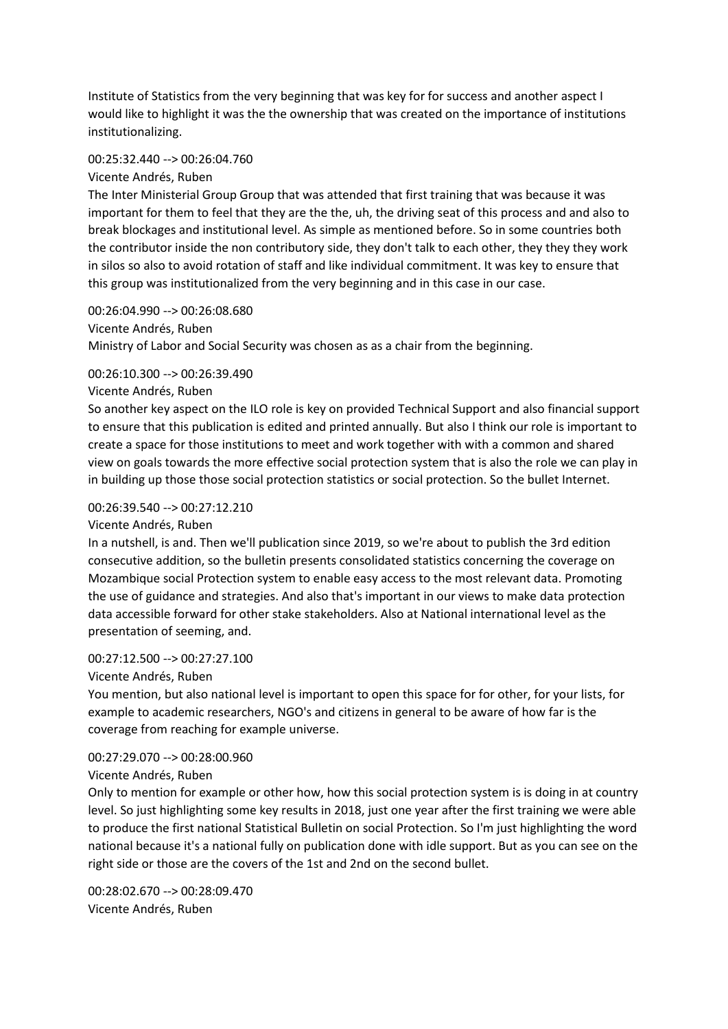Institute of Statistics from the very beginning that was key for for success and another aspect I would like to highlight it was the the ownership that was created on the importance of institutions institutionalizing.

00:25:32.440 --> 00:26:04.760

Vicente Andrés, Ruben

The Inter Ministerial Group Group that was attended that first training that was because it was important for them to feel that they are the the, uh, the driving seat of this process and and also to break blockages and institutional level. As simple as mentioned before. So in some countries both the contributor inside the non contributory side, they don't talk to each other, they they they work in silos so also to avoid rotation of staff and like individual commitment. It was key to ensure that this group was institutionalized from the very beginning and in this case in our case.

00:26:04.990 --> 00:26:08.680

Vicente Andrés, Ruben

Ministry of Labor and Social Security was chosen as as a chair from the beginning.

00:26:10.300 --> 00:26:39.490

Vicente Andrés, Ruben

So another key aspect on the ILO role is key on provided Technical Support and also financial support to ensure that this publication is edited and printed annually. But also I think our role is important to create a space for those institutions to meet and work together with with a common and shared view on goals towards the more effective social protection system that is also the role we can play in in building up those those social protection statistics or social protection. So the bullet Internet.

00:26:39.540 --> 00:27:12.210

Vicente Andrés, Ruben

In a nutshell, is and. Then we'll publication since 2019, so we're about to publish the 3rd edition consecutive addition, so the bulletin presents consolidated statistics concerning the coverage on Mozambique social Protection system to enable easy access to the most relevant data. Promoting the use of guidance and strategies. And also that's important in our views to make data protection data accessible forward for other stake stakeholders. Also at National international level as the presentation of seeming, and.

00:27:12.500 --> 00:27:27.100

Vicente Andrés, Ruben

You mention, but also national level is important to open this space for for other, for your lists, for example to academic researchers, NGO's and citizens in general to be aware of how far is the coverage from reaching for example universe.

00:27:29.070 --> 00:28:00.960

Vicente Andrés, Ruben

Only to mention for example or other how, how this social protection system is is doing in at country level. So just highlighting some key results in 2018, just one year after the first training we were able to produce the first national Statistical Bulletin on social Protection. So I'm just highlighting the word national because it's a national fully on publication done with idle support. But as you can see on the right side or those are the covers of the 1st and 2nd on the second bullet.

00:28:02.670 --> 00:28:09.470

Vicente Andrés, Ruben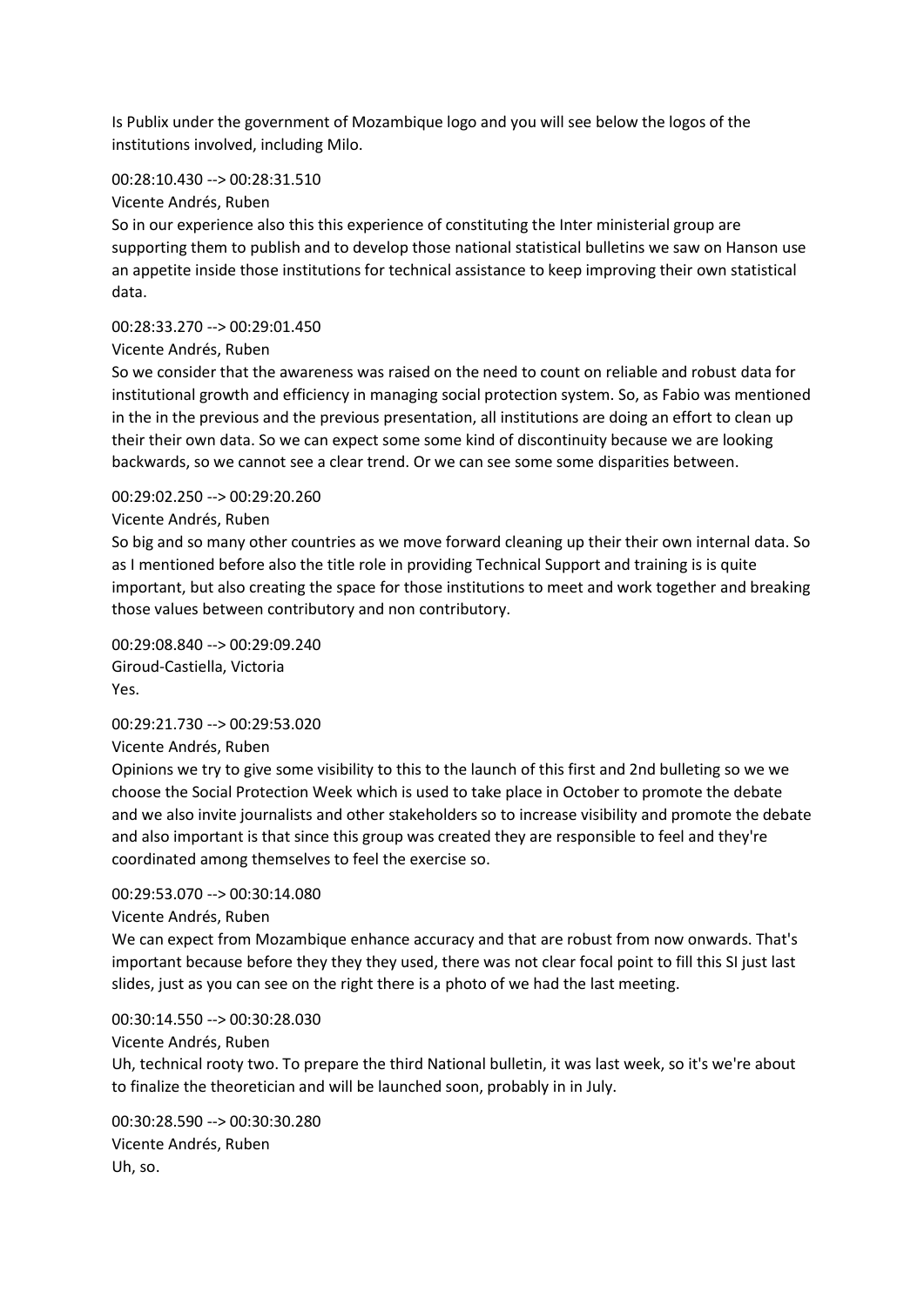Is Publix under the government of Mozambique logo and you will see below the logos of the institutions involved, including Milo.

00:28:10.430 --> 00:28:31.510
Vicente Andrés, Ruben
So in our experience also this this experience of constituting the Inter ministerial group are supporting them to publish and to develop those national statistical bulletins we saw on Hanson use an appetite inside those institutions for technical assistance to keep improving their own statistical data.

00:28:33.270 --> 00:29:01.450
Vicente Andrés, Ruben
So we consider that the awareness was raised on the need to count on reliable and robust data for institutional growth and efficiency in managing social protection system. So, as Fabio was mentioned in the in the previous and the previous presentation, all institutions are doing an effort to clean up their their own data. So we can expect some some kind of discontinuity because we are looking backwards, so we cannot see a clear trend. Or we can see some some disparities between.

00:29:02.250 --> 00:29:20.260
Vicente Andrés, Ruben
So big and so many other countries as we move forward cleaning up their their own internal data. So as I mentioned before also the title role in providing Technical Support and training is is quite important, but also creating the space for those institutions to meet and work together and breaking those values between contributory and non contributory.

00:29:08.840 --> 00:29:09.240
Giroud-Castiella, Victoria
Yes.

00:29:21.730 --> 00:29:53.020
Vicente Andrés, Ruben
Opinions we try to give some visibility to this to the launch of this first and 2nd bulleting so we we choose the Social Protection Week which is used to take place in October to promote the debate and we also invite journalists and other stakeholders so to increase visibility and promote the debate and also important is that since this group was created they are responsible to feel and they're coordinated among themselves to feel the exercise so.

00:29:53.070 --> 00:30:14.080
Vicente Andrés, Ruben
We can expect from Mozambique enhance accuracy and that are robust from now onwards. That's important because before they they they used, there was not clear focal point to fill this SI just last slides, just as you can see on the right there is a photo of we had the last meeting.

00:30:14.550 --> 00:30:28.030
Vicente Andrés, Ruben
Uh, technical rooty two. To prepare the third National bulletin, it was last week, so it's we're about to finalize the theoretician and will be launched soon, probably in in July.

00:30:28.590 --> 00:30:30.280
Vicente Andrés, Ruben
Uh, so.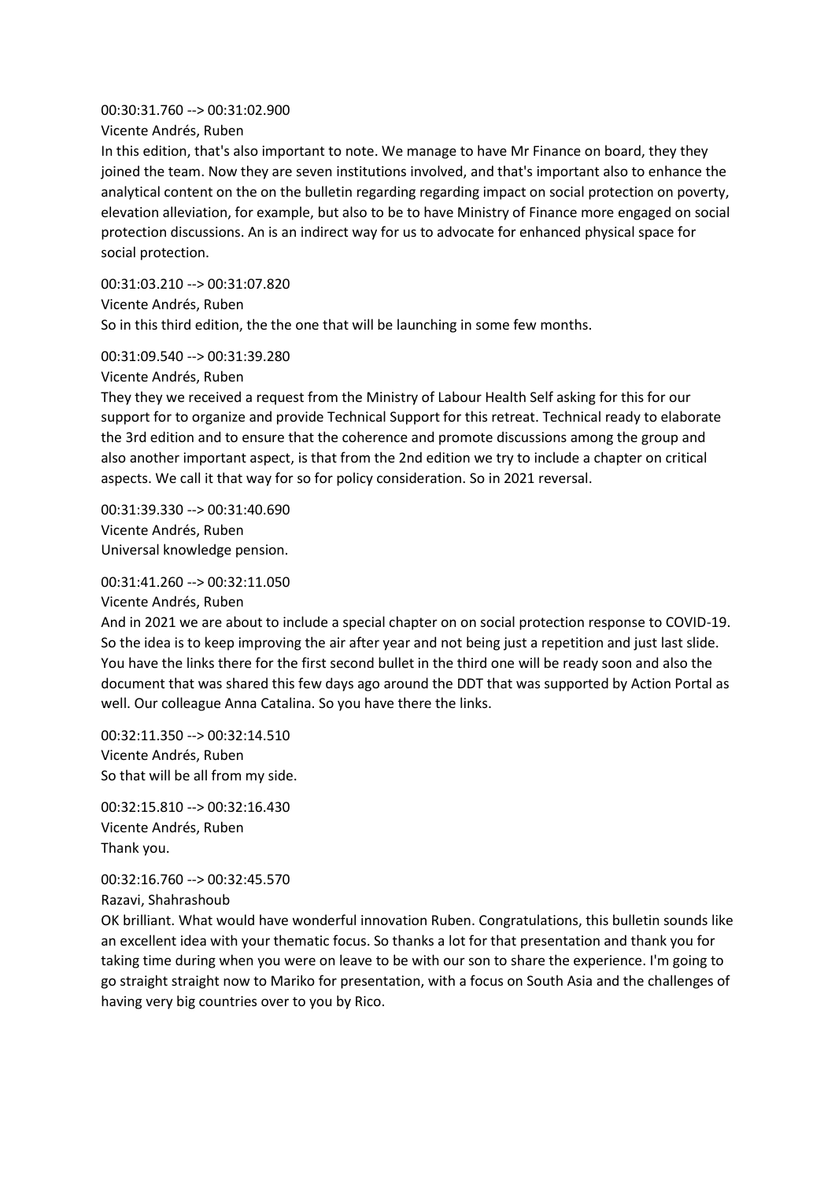00:30:31.760 --> 00:31:02.900
Vicente Andrés, Ruben
In this edition, that's also important to note. We manage to have Mr Finance on board, they they joined the team. Now they are seven institutions involved, and that's important also to enhance the analytical content on the on the bulletin regarding regarding impact on social protection on poverty, elevation alleviation, for example, but also to be to have Ministry of Finance more engaged on social protection discussions. An is an indirect way for us to advocate for enhanced physical space for social protection.

00:31:03.210 --> 00:31:07.820
Vicente Andrés, Ruben
So in this third edition, the the one that will be launching in some few months.

00:31:09.540 --> 00:31:39.280
Vicente Andrés, Ruben
They they we received a request from the Ministry of Labour Health Self asking for this for our support for to organize and provide Technical Support for this retreat. Technical ready to elaborate the 3rd edition and to ensure that the coherence and promote discussions among the group and also another important aspect, is that from the 2nd edition we try to include a chapter on critical aspects. We call it that way for so for policy consideration. So in 2021 reversal.

00:31:39.330 --> 00:31:40.690
Vicente Andrés, Ruben
Universal knowledge pension.

00:31:41.260 --> 00:32:11.050
Vicente Andrés, Ruben
And in 2021 we are about to include a special chapter on on social protection response to COVID-19. So the idea is to keep improving the air after year and not being just a repetition and just last slide. You have the links there for the first second bullet in the third one will be ready soon and also the document that was shared this few days ago around the DDT that was supported by Action Portal as well. Our colleague Anna Catalina. So you have there the links.

00:32:11.350 --> 00:32:14.510
Vicente Andrés, Ruben
So that will be all from my side.

00:32:15.810 --> 00:32:16.430
Vicente Andrés, Ruben
Thank you.

00:32:16.760 --> 00:32:45.570
Razavi, Shahrashoub
OK brilliant. What would have wonderful innovation Ruben. Congratulations, this bulletin sounds like an excellent idea with your thematic focus. So thanks a lot for that presentation and thank you for taking time during when you were on leave to be with our son to share the experience. I'm going to go straight straight now to Mariko for presentation, with a focus on South Asia and the challenges of having very big countries over to you by Rico.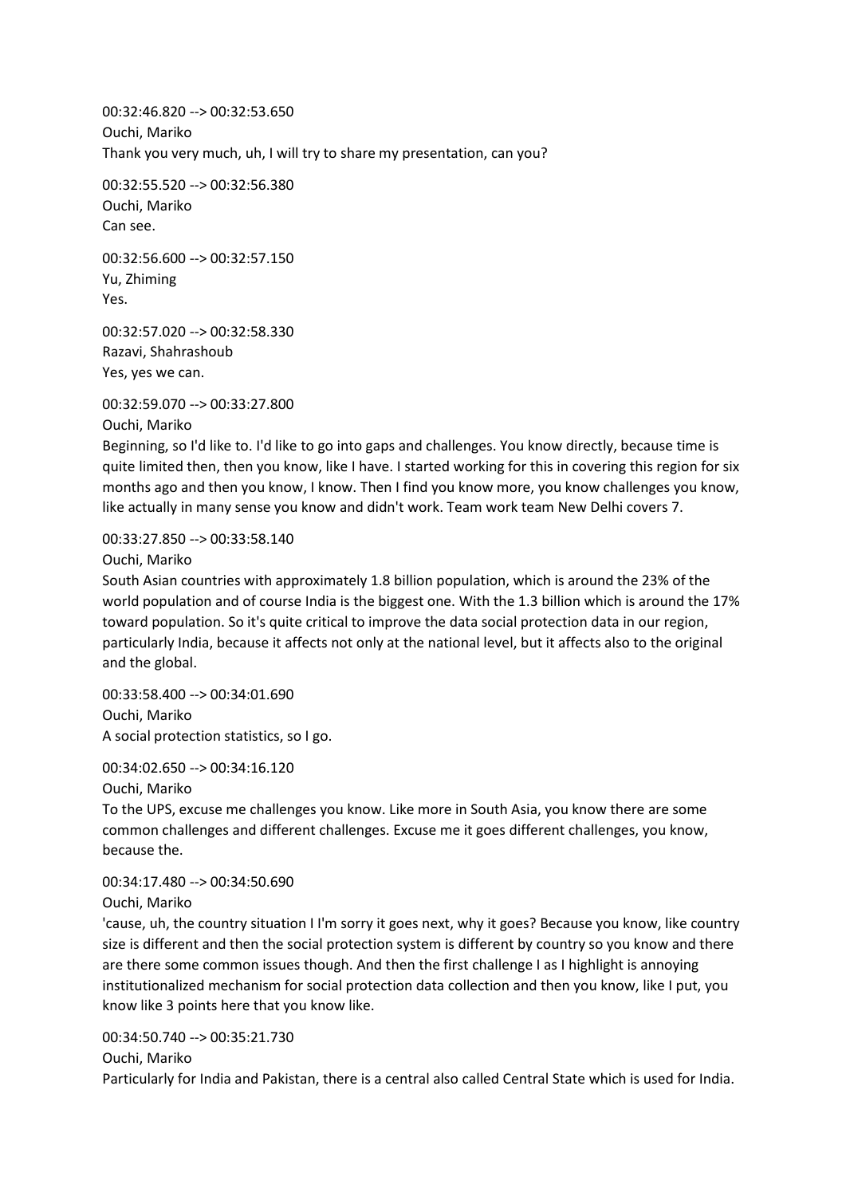00:32:46.820 --> 00:32:53.650
Ouchi, Mariko
Thank you very much, uh, I will try to share my presentation, can you?

00:32:55.520 --> 00:32:56.380
Ouchi, Mariko
Can see.

00:32:56.600 --> 00:32:57.150
Yu, Zhiming
Yes.

00:32:57.020 --> 00:32:58.330
Razavi, Shahrashoub
Yes, yes we can.

00:32:59.070 --> 00:33:27.800
Ouchi, Mariko
Beginning, so I'd like to. I'd like to go into gaps and challenges. You know directly, because time is quite limited then, then you know, like I have. I started working for this in covering this region for six months ago and then you know, I know. Then I find you know more, you know challenges you know, like actually in many sense you know and didn't work. Team work team New Delhi covers 7.

00:33:27.850 --> 00:33:58.140
Ouchi, Mariko
South Asian countries with approximately 1.8 billion population, which is around the 23% of the world population and of course India is the biggest one. With the 1.3 billion which is around the 17% toward population. So it's quite critical to improve the data social protection data in our region, particularly India, because it affects not only at the national level, but it affects also to the original and the global.

00:33:58.400 --> 00:34:01.690
Ouchi, Mariko
A social protection statistics, so I go.

00:34:02.650 --> 00:34:16.120
Ouchi, Mariko
To the UPS, excuse me challenges you know. Like more in South Asia, you know there are some common challenges and different challenges. Excuse me it goes different challenges, you know, because the.

00:34:17.480 --> 00:34:50.690
Ouchi, Mariko
'cause, uh, the country situation I I'm sorry it goes next, why it goes? Because you know, like country size is different and then the social protection system is different by country so you know and there are there some common issues though. And then the first challenge I as I highlight is annoying institutionalized mechanism for social protection data collection and then you know, like I put, you know like 3 points here that you know like.

00:34:50.740 --> 00:35:21.730
Ouchi, Mariko
Particularly for India and Pakistan, there is a central also called Central State which is used for India.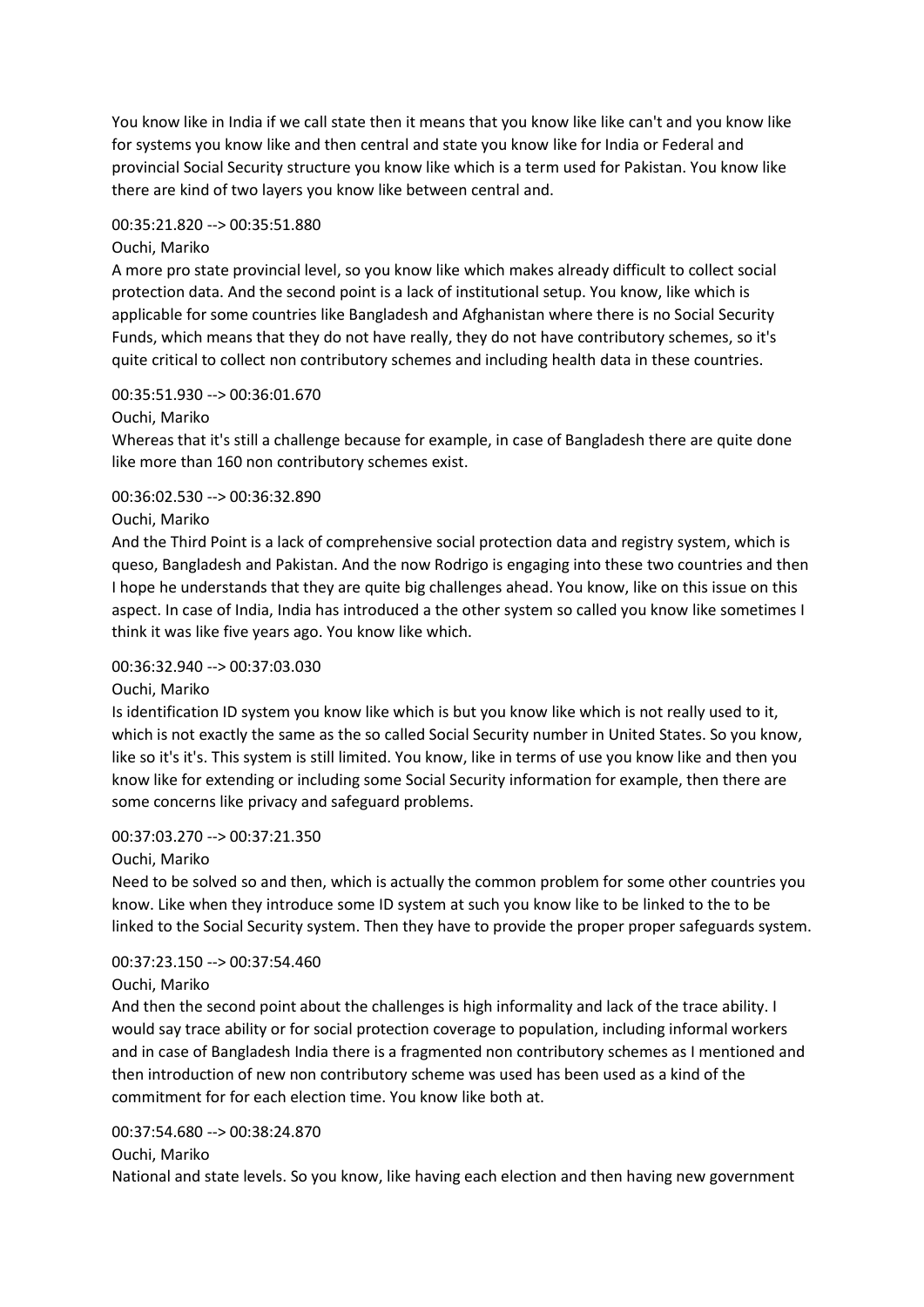You know like in India if we call state then it means that you know like like can't and you know like for systems you know like and then central and state you know like for India or Federal and provincial Social Security structure you know like which is a term used for Pakistan. You know like there are kind of two layers you know like between central and.

00:35:21.820 --> 00:35:51.880

Ouchi, Mariko

A more pro state provincial level, so you know like which makes already difficult to collect social protection data. And the second point is a lack of institutional setup. You know, like which is applicable for some countries like Bangladesh and Afghanistan where there is no Social Security Funds, which means that they do not have really, they do not have contributory schemes, so it's quite critical to collect non contributory schemes and including health data in these countries.

00:35:51.930 --> 00:36:01.670

Ouchi, Mariko

Whereas that it's still a challenge because for example, in case of Bangladesh there are quite done like more than 160 non contributory schemes exist.

00:36:02.530 --> 00:36:32.890

Ouchi, Mariko

And the Third Point is a lack of comprehensive social protection data and registry system, which is queso, Bangladesh and Pakistan. And the now Rodrigo is engaging into these two countries and then I hope he understands that they are quite big challenges ahead. You know, like on this issue on this aspect. In case of India, India has introduced a the other system so called you know like sometimes I think it was like five years ago. You know like which.

00:36:32.940 --> 00:37:03.030

Ouchi, Mariko

Is identification ID system you know like which is but you know like which is not really used to it, which is not exactly the same as the so called Social Security number in United States. So you know, like so it's it's. This system is still limited. You know, like in terms of use you know like and then you know like for extending or including some Social Security information for example, then there are some concerns like privacy and safeguard problems.

00:37:03.270 --> 00:37:21.350

Ouchi, Mariko

Need to be solved so and then, which is actually the common problem for some other countries you know. Like when they introduce some ID system at such you know like to be linked to the to be linked to the Social Security system. Then they have to provide the proper proper safeguards system.

00:37:23.150 --> 00:37:54.460

Ouchi, Mariko

And then the second point about the challenges is high informality and lack of the trace ability. I would say trace ability or for social protection coverage to population, including informal workers and in case of Bangladesh India there is a fragmented non contributory schemes as I mentioned and then introduction of new non contributory scheme was used has been used as a kind of the commitment for for each election time. You know like both at.

00:37:54.680 --> 00:38:24.870

Ouchi, Mariko

National and state levels. So you know, like having each election and then having new government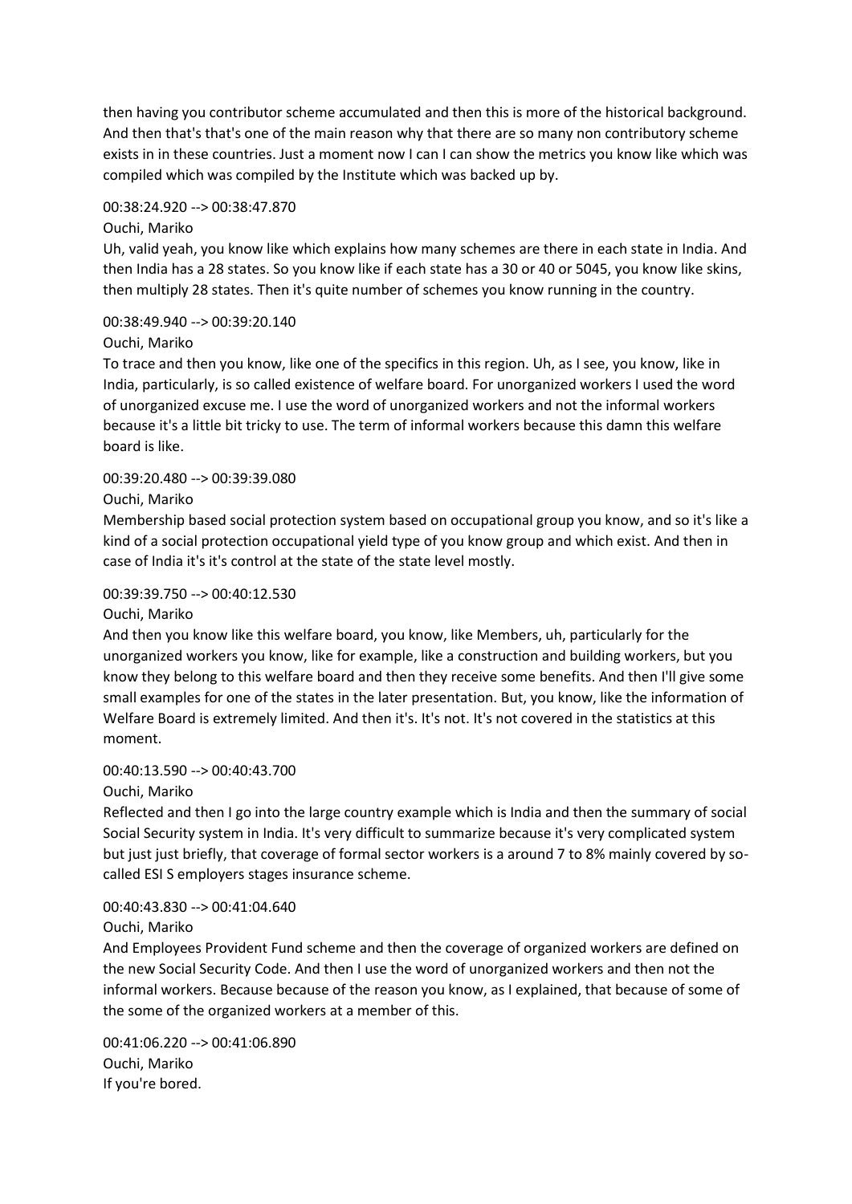then having you contributor scheme accumulated and then this is more of the historical background. And then that's that's one of the main reason why that there are so many non contributory scheme exists in in these countries. Just a moment now I can I can show the metrics you know like which was compiled which was compiled by the Institute which was backed up by.

00:38:24.920 --> 00:38:47.870
Ouchi, Mariko
Uh, valid yeah, you know like which explains how many schemes are there in each state in India. And then India has a 28 states. So you know like if each state has a 30 or 40 or 5045, you know like skins, then multiply 28 states. Then it's quite number of schemes you know running in the country.

00:38:49.940 --> 00:39:20.140
Ouchi, Mariko
To trace and then you know, like one of the specifics in this region. Uh, as I see, you know, like in India, particularly, is so called existence of welfare board. For unorganized workers I used the word of unorganized excuse me. I use the word of unorganized workers and not the informal workers because it's a little bit tricky to use. The term of informal workers because this damn this welfare board is like.

00:39:20.480 --> 00:39:39.080
Ouchi, Mariko
Membership based social protection system based on occupational group you know, and so it's like a kind of a social protection occupational yield type of you know group and which exist. And then in case of India it's it's control at the state of the state level mostly.

00:39:39.750 --> 00:40:12.530
Ouchi, Mariko
And then you know like this welfare board, you know, like Members, uh, particularly for the unorganized workers you know, like for example, like a construction and building workers, but you know they belong to this welfare board and then they receive some benefits. And then I'll give some small examples for one of the states in the later presentation. But, you know, like the information of Welfare Board is extremely limited. And then it's. It's not. It's not covered in the statistics at this moment.

00:40:13.590 --> 00:40:43.700
Ouchi, Mariko
Reflected and then I go into the large country example which is India and then the summary of social Social Security system in India. It's very difficult to summarize because it's very complicated system but just just briefly, that coverage of formal sector workers is a around 7 to 8% mainly covered by so-called ESI S employers stages insurance scheme.

00:40:43.830 --> 00:41:04.640
Ouchi, Mariko
And Employees Provident Fund scheme and then the coverage of organized workers are defined on the new Social Security Code. And then I use the word of unorganized workers and then not the informal workers. Because because of the reason you know, as I explained, that because of some of the some of the organized workers at a member of this.

00:41:06.220 --> 00:41:06.890
Ouchi, Mariko
If you're bored.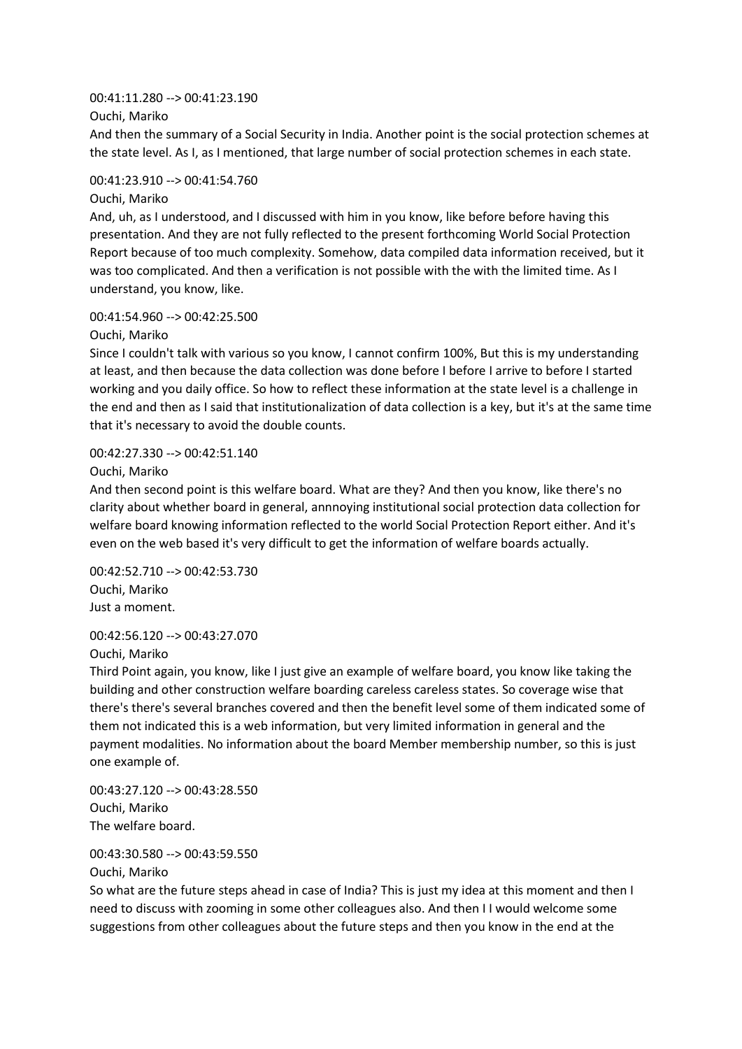00:41:11.280 --> 00:41:23.190
Ouchi, Mariko
And then the summary of a Social Security in India. Another point is the social protection schemes at the state level. As I, as I mentioned, that large number of social protection schemes in each state.

00:41:23.910 --> 00:41:54.760
Ouchi, Mariko
And, uh, as I understood, and I discussed with him in you know, like before before having this presentation. And they are not fully reflected to the present forthcoming World Social Protection Report because of too much complexity. Somehow, data compiled data information received, but it was too complicated. And then a verification is not possible with the with the limited time. As I understand, you know, like.

00:41:54.960 --> 00:42:25.500
Ouchi, Mariko
Since I couldn't talk with various so you know, I cannot confirm 100%, But this is my understanding at least, and then because the data collection was done before I before I arrive to before I started working and you daily office. So how to reflect these information at the state level is a challenge in the end and then as I said that institutionalization of data collection is a key, but it's at the same time that it's necessary to avoid the double counts.

00:42:27.330 --> 00:42:51.140
Ouchi, Mariko
And then second point is this welfare board. What are they? And then you know, like there's no clarity about whether board in general, annnoying institutional social protection data collection for welfare board knowing information reflected to the world Social Protection Report either. And it's even on the web based it's very difficult to get the information of welfare boards actually.

00:42:52.710 --> 00:42:53.730
Ouchi, Mariko
Just a moment.

00:42:56.120 --> 00:43:27.070
Ouchi, Mariko
Third Point again, you know, like I just give an example of welfare board, you know like taking the building and other construction welfare boarding careless careless states. So coverage wise that there's there's several branches covered and then the benefit level some of them indicated some of them not indicated this is a web information, but very limited information in general and the payment modalities. No information about the board Member membership number, so this is just one example of.

00:43:27.120 --> 00:43:28.550
Ouchi, Mariko
The welfare board.

00:43:30.580 --> 00:43:59.550
Ouchi, Mariko
So what are the future steps ahead in case of India? This is just my idea at this moment and then I need to discuss with zooming in some other colleagues also. And then I I would welcome some suggestions from other colleagues about the future steps and then you know in the end at the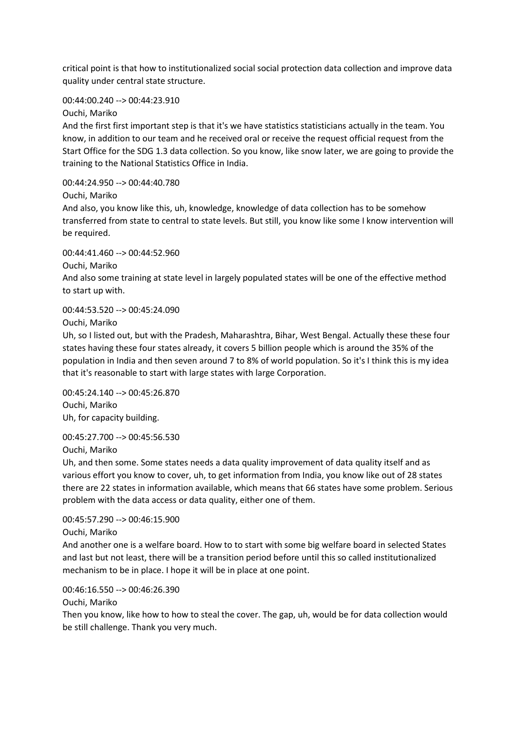critical point is that how to institutionalized social social protection data collection and improve data quality under central state structure.

00:44:00.240 --> 00:44:23.910
Ouchi, Mariko
And the first first important step is that it's we have statistics statisticians actually in the team. You know, in addition to our team and he received oral or receive the request official request from the Start Office for the SDG 1.3 data collection. So you know, like snow later, we are going to provide the training to the National Statistics Office in India.

00:44:24.950 --> 00:44:40.780
Ouchi, Mariko
And also, you know like this, uh, knowledge, knowledge of data collection has to be somehow transferred from state to central to state levels. But still, you know like some I know intervention will be required.

00:44:41.460 --> 00:44:52.960
Ouchi, Mariko
And also some training at state level in largely populated states will be one of the effective method to start up with.

00:44:53.520 --> 00:45:24.090
Ouchi, Mariko
Uh, so I listed out, but with the Pradesh, Maharashtra, Bihar, West Bengal. Actually these these four states having these four states already, it covers 5 billion people which is around the 35% of the population in India and then seven around 7 to 8% of world population. So it's I think this is my idea that it's reasonable to start with large states with large Corporation.

00:45:24.140 --> 00:45:26.870
Ouchi, Mariko
Uh, for capacity building.

00:45:27.700 --> 00:45:56.530
Ouchi, Mariko
Uh, and then some. Some states needs a data quality improvement of data quality itself and as various effort you know to cover, uh, to get information from India, you know like out of 28 states there are 22 states in information available, which means that 66 states have some problem. Serious problem with the data access or data quality, either one of them.

00:45:57.290 --> 00:46:15.900
Ouchi, Mariko
And another one is a welfare board. How to to start with some big welfare board in selected States and last but not least, there will be a transition period before until this so called institutionalized mechanism to be in place. I hope it will be in place at one point.

00:46:16.550 --> 00:46:26.390
Ouchi, Mariko
Then you know, like how to how to steal the cover. The gap, uh, would be for data collection would be still challenge. Thank you very much.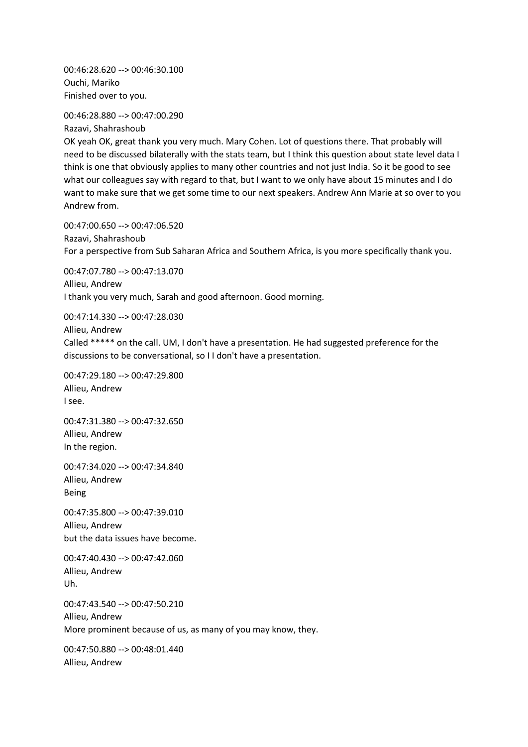00:46:28.620 --> 00:46:30.100
Ouchi, Mariko
Finished over to you.

00:46:28.880 --> 00:47:00.290
Razavi, Shahrashoub
OK yeah OK, great thank you very much. Mary Cohen. Lot of questions there. That probably will need to be discussed bilaterally with the stats team, but I think this question about state level data I think is one that obviously applies to many other countries and not just India. So it be good to see what our colleagues say with regard to that, but I want to we only have about 15 minutes and I do want to make sure that we get some time to our next speakers. Andrew Ann Marie at so over to you Andrew from.

00:47:00.650 --> 00:47:06.520
Razavi, Shahrashoub
For a perspective from Sub Saharan Africa and Southern Africa, is you more specifically thank you.

00:47:07.780 --> 00:47:13.070
Allieu, Andrew
I thank you very much, Sarah and good afternoon. Good morning.

00:47:14.330 --> 00:47:28.030
Allieu, Andrew
Called ***** on the call. UM, I don't have a presentation. He had suggested preference for the discussions to be conversational, so I I don't have a presentation.

00:47:29.180 --> 00:47:29.800
Allieu, Andrew
I see.

00:47:31.380 --> 00:47:32.650
Allieu, Andrew
In the region.

00:47:34.020 --> 00:47:34.840
Allieu, Andrew
Being

00:47:35.800 --> 00:47:39.010
Allieu, Andrew
but the data issues have become.

00:47:40.430 --> 00:47:42.060
Allieu, Andrew
Uh.

00:47:43.540 --> 00:47:50.210
Allieu, Andrew
More prominent because of us, as many of you may know, they.

00:47:50.880 --> 00:48:01.440
Allieu, Andrew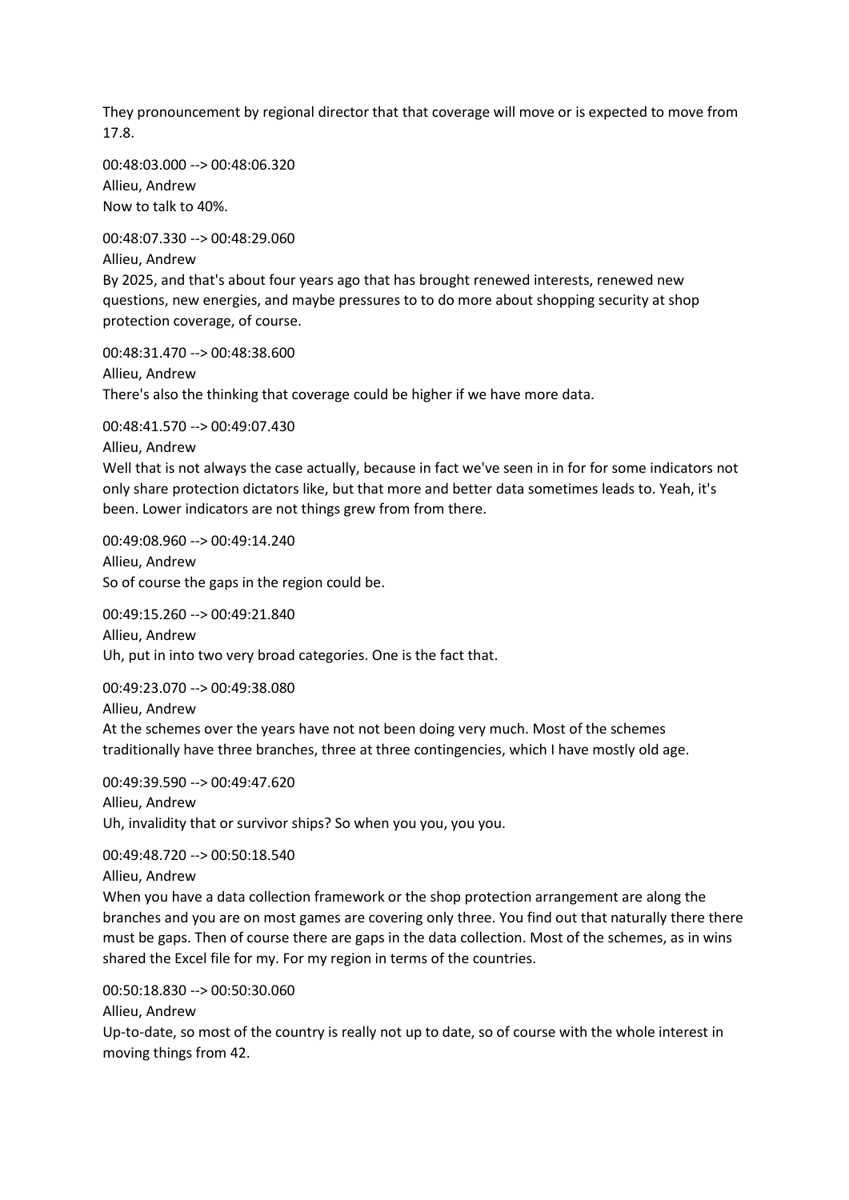They pronouncement by regional director that that coverage will move or is expected to move from 17.8.

00:48:03.000 --> 00:48:06.320
Allieu, Andrew
Now to talk to 40%.

00:48:07.330 --> 00:48:29.060
Allieu, Andrew
By 2025, and that's about four years ago that has brought renewed interests, renewed new questions, new energies, and maybe pressures to to do more about shopping security at shop protection coverage, of course.

00:48:31.470 --> 00:48:38.600
Allieu, Andrew
There's also the thinking that coverage could be higher if we have more data.

00:48:41.570 --> 00:49:07.430
Allieu, Andrew
Well that is not always the case actually, because in fact we've seen in in for for some indicators not only share protection dictators like, but that more and better data sometimes leads to. Yeah, it's been. Lower indicators are not things grew from from there.

00:49:08.960 --> 00:49:14.240
Allieu, Andrew
So of course the gaps in the region could be.

00:49:15.260 --> 00:49:21.840
Allieu, Andrew
Uh, put in into two very broad categories. One is the fact that.

00:49:23.070 --> 00:49:38.080
Allieu, Andrew
At the schemes over the years have not not been doing very much. Most of the schemes traditionally have three branches, three at three contingencies, which I have mostly old age.

00:49:39.590 --> 00:49:47.620
Allieu, Andrew
Uh, invalidity that or survivor ships? So when you you, you you.

00:49:48.720 --> 00:50:18.540
Allieu, Andrew
When you have a data collection framework or the shop protection arrangement are along the branches and you are on most games are covering only three. You find out that naturally there there must be gaps. Then of course there are gaps in the data collection. Most of the schemes, as in wins shared the Excel file for my. For my region in terms of the countries.

00:50:18.830 --> 00:50:30.060
Allieu, Andrew
Up-to-date, so most of the country is really not up to date, so of course with the whole interest in moving things from 42.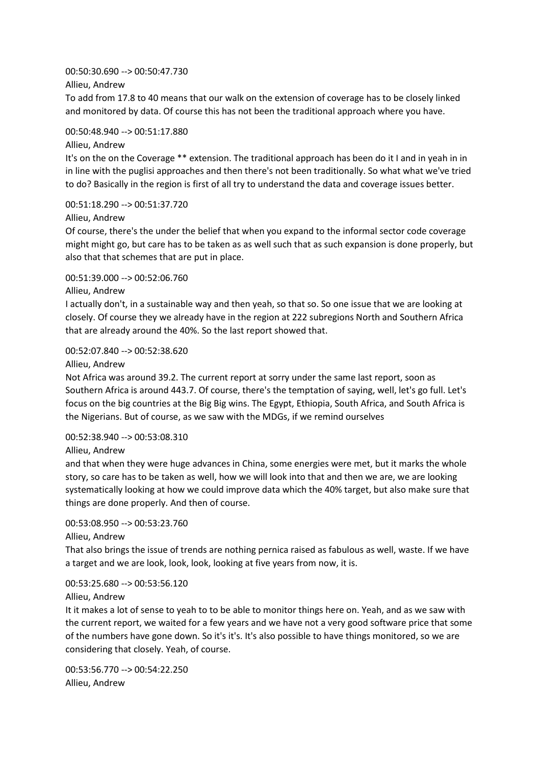00:50:30.690 --> 00:50:47.730

Allieu, Andrew

To add from 17.8 to 40 means that our walk on the extension of coverage has to be closely linked and monitored by data. Of course this has not been the traditional approach where you have.

00:50:48.940 --> 00:51:17.880

Allieu, Andrew

It's on the on the Coverage ** extension. The traditional approach has been do it I and in yeah in in in line with the puglisi approaches and then there's not been traditionally. So what what we've tried to do? Basically in the region is first of all try to understand the data and coverage issues better.

00:51:18.290 --> 00:51:37.720

Allieu, Andrew

Of course, there's the under the belief that when you expand to the informal sector code coverage might might go, but care has to be taken as as well such that as such expansion is done properly, but also that that schemes that are put in place.

00:51:39.000 --> 00:52:06.760

Allieu, Andrew

I actually don't, in a sustainable way and then yeah, so that so. So one issue that we are looking at closely. Of course they we already have in the region at 222 subregions North and Southern Africa that are already around the 40%. So the last report showed that.

00:52:07.840 --> 00:52:38.620

Allieu, Andrew

Not Africa was around 39.2. The current report at sorry under the same last report, soon as Southern Africa is around 443.7. Of course, there's the temptation of saying, well, let's go full. Let's focus on the big countries at the Big Big wins. The Egypt, Ethiopia, South Africa, and South Africa is the Nigerians. But of course, as we saw with the MDGs, if we remind ourselves

00:52:38.940 --> 00:53:08.310

Allieu, Andrew

and that when they were huge advances in China, some energies were met, but it marks the whole story, so care has to be taken as well, how we will look into that and then we are, we are looking systematically looking at how we could improve data which the 40% target, but also make sure that things are done properly. And then of course.

00:53:08.950 --> 00:53:23.760

Allieu, Andrew

That also brings the issue of trends are nothing pernica raised as fabulous as well, waste. If we have a target and we are look, look, look, looking at five years from now, it is.

00:53:25.680 --> 00:53:56.120

Allieu, Andrew

It it makes a lot of sense to yeah to to be able to monitor things here on. Yeah, and as we saw with the current report, we waited for a few years and we have not a very good software price that some of the numbers have gone down. So it's it's. It's also possible to have things monitored, so we are considering that closely. Yeah, of course.

00:53:56.770 --> 00:54:22.250

Allieu, Andrew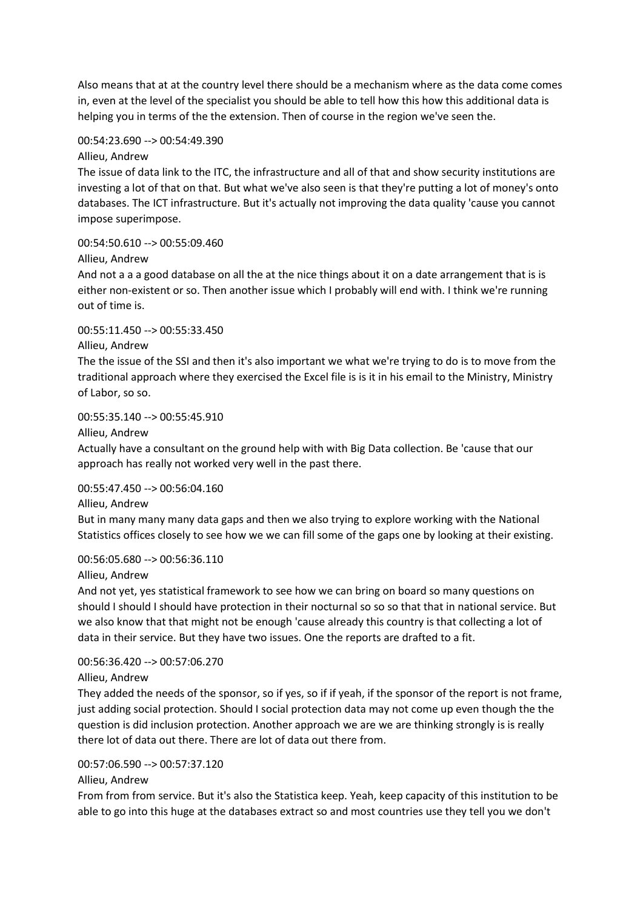Also means that at at the country level there should be a mechanism where as the data come comes in, even at the level of the specialist you should be able to tell how this how this additional data is helping you in terms of the the extension. Then of course in the region we've seen the.

00:54:23.690 --> 00:54:49.390
Allieu, Andrew
The issue of data link to the ITC, the infrastructure and all of that and show security institutions are investing a lot of that on that. But what we've also seen is that they're putting a lot of money's onto databases. The ICT infrastructure. But it's actually not improving the data quality 'cause you cannot impose superimpose.

00:54:50.610 --> 00:55:09.460
Allieu, Andrew
And not a a a good database on all the at the nice things about it on a date arrangement that is is either non-existent or so. Then another issue which I probably will end with. I think we're running out of time is.

00:55:11.450 --> 00:55:33.450
Allieu, Andrew
The the issue of the SSI and then it's also important we what we're trying to do is to move from the traditional approach where they exercised the Excel file is is it in his email to the Ministry, Ministry of Labor, so so.

00:55:35.140 --> 00:55:45.910
Allieu, Andrew
Actually have a consultant on the ground help with with Big Data collection. Be 'cause that our approach has really not worked very well in the past there.

00:55:47.450 --> 00:56:04.160
Allieu, Andrew
But in many many many data gaps and then we also trying to explore working with the National Statistics offices closely to see how we we can fill some of the gaps one by looking at their existing.

00:56:05.680 --> 00:56:36.110
Allieu, Andrew
And not yet, yes statistical framework to see how we can bring on board so many questions on should I should I should have protection in their nocturnal so so so that that in national service. But we also know that that might not be enough 'cause already this country is that collecting a lot of data in their service. But they have two issues. One the reports are drafted to a fit.

00:56:36.420 --> 00:57:06.270
Allieu, Andrew
They added the needs of the sponsor, so if yes, so if if yeah, if the sponsor of the report is not frame, just adding social protection. Should I social protection data may not come up even though the the question is did inclusion protection. Another approach we are we are thinking strongly is is really there lot of data out there. There are lot of data out there from.

00:57:06.590 --> 00:57:37.120
Allieu, Andrew
From from from service. But it's also the Statistica keep. Yeah, keep capacity of this institution to be able to go into this huge at the databases extract so and most countries use they tell you we don't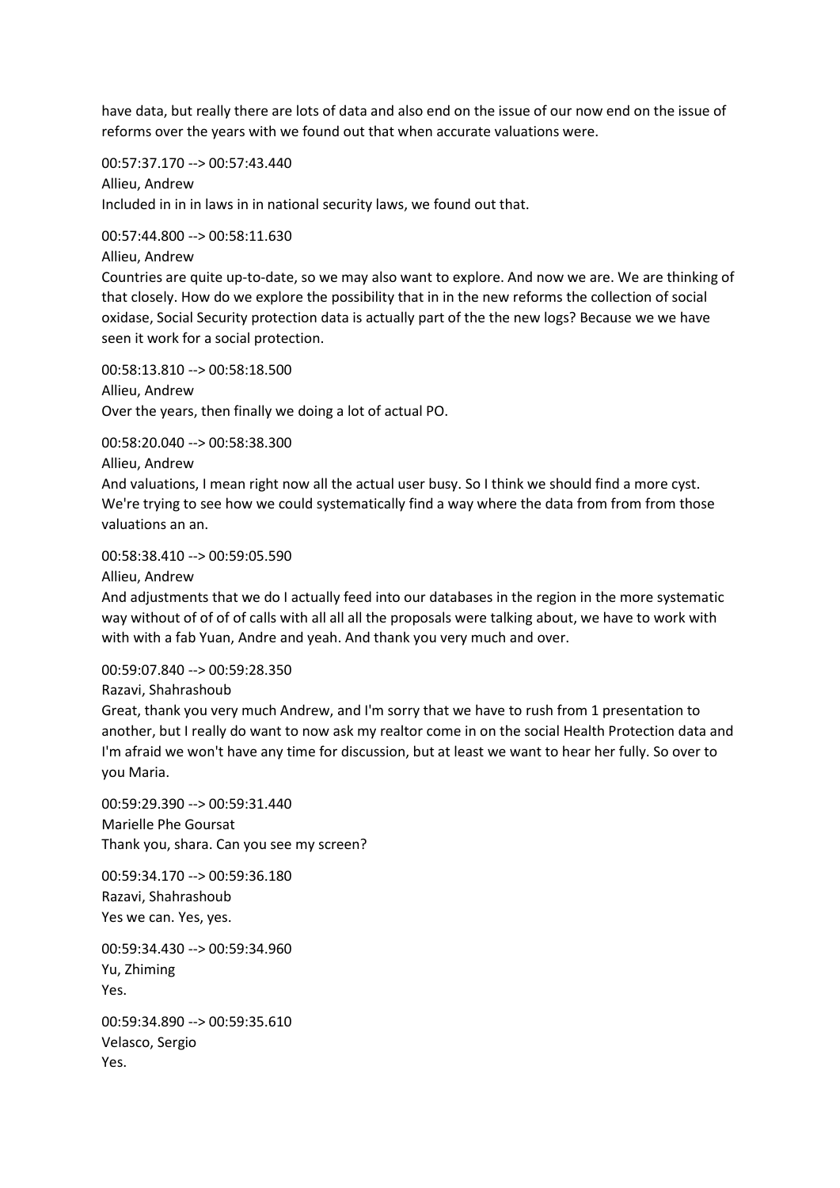have data, but really there are lots of data and also end on the issue of our now end on the issue of reforms over the years with we found out that when accurate valuations were.

00:57:37.170 --> 00:57:43.440
Allieu, Andrew
Included in in in laws in in national security laws, we found out that.

00:57:44.800 --> 00:58:11.630
Allieu, Andrew
Countries are quite up-to-date, so we may also want to explore. And now we are. We are thinking of that closely. How do we explore the possibility that in in the new reforms the collection of social oxidase, Social Security protection data is actually part of the the new logs? Because we we have seen it work for a social protection.

00:58:13.810 --> 00:58:18.500
Allieu, Andrew
Over the years, then finally we doing a lot of actual PO.

00:58:20.040 --> 00:58:38.300
Allieu, Andrew
And valuations, I mean right now all the actual user busy. So I think we should find a more cyst. We're trying to see how we could systematically find a way where the data from from from those valuations an an.

00:58:38.410 --> 00:59:05.590
Allieu, Andrew
And adjustments that we do I actually feed into our databases in the region in the more systematic way without of of of of calls with all all all the proposals were talking about, we have to work with with with a fab Yuan, Andre and yeah. And thank you very much and over.

00:59:07.840 --> 00:59:28.350
Razavi, Shahrashoub
Great, thank you very much Andrew, and I'm sorry that we have to rush from 1 presentation to another, but I really do want to now ask my realtor come in on the social Health Protection data and I'm afraid we won't have any time for discussion, but at least we want to hear her fully. So over to you Maria.

00:59:29.390 --> 00:59:31.440
Marielle Phe Goursat
Thank you, shara. Can you see my screen?

00:59:34.170 --> 00:59:36.180
Razavi, Shahrashoub
Yes we can. Yes, yes.

00:59:34.430 --> 00:59:34.960
Yu, Zhiming
Yes.

00:59:34.890 --> 00:59:35.610
Velasco, Sergio
Yes.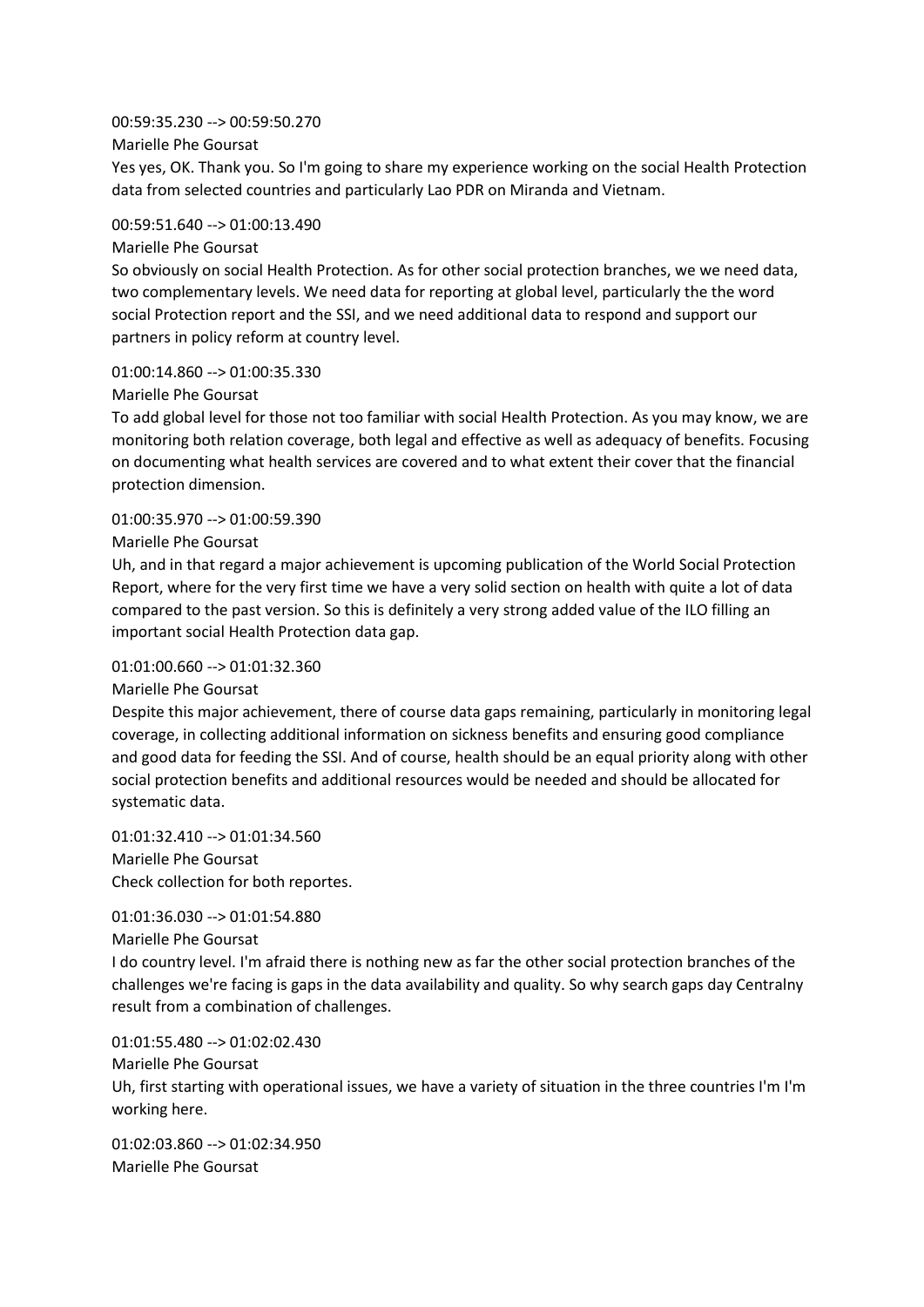00:59:35.230 --> 00:59:50.270
Marielle Phe Goursat
Yes yes, OK. Thank you. So I'm going to share my experience working on the social Health Protection data from selected countries and particularly Lao PDR on Miranda and Vietnam.

00:59:51.640 --> 01:00:13.490
Marielle Phe Goursat
So obviously on social Health Protection. As for other social protection branches, we we need data, two complementary levels. We need data for reporting at global level, particularly the the word social Protection report and the SSI, and we need additional data to respond and support our partners in policy reform at country level.

01:00:14.860 --> 01:00:35.330
Marielle Phe Goursat
To add global level for those not too familiar with social Health Protection. As you may know, we are monitoring both relation coverage, both legal and effective as well as adequacy of benefits. Focusing on documenting what health services are covered and to what extent their cover that the financial protection dimension.

01:00:35.970 --> 01:00:59.390
Marielle Phe Goursat
Uh, and in that regard a major achievement is upcoming publication of the World Social Protection Report, where for the very first time we have a very solid section on health with quite a lot of data compared to the past version. So this is definitely a very strong added value of the ILO filling an important social Health Protection data gap.

01:01:00.660 --> 01:01:32.360
Marielle Phe Goursat
Despite this major achievement, there of course data gaps remaining, particularly in monitoring legal coverage, in collecting additional information on sickness benefits and ensuring good compliance and good data for feeding the SSI. And of course, health should be an equal priority along with other social protection benefits and additional resources would be needed and should be allocated for systematic data.

01:01:32.410 --> 01:01:34.560
Marielle Phe Goursat
Check collection for both reportes.

01:01:36.030 --> 01:01:54.880
Marielle Phe Goursat
I do country level. I'm afraid there is nothing new as far the other social protection branches of the challenges we're facing is gaps in the data availability and quality. So why search gaps day Centralny result from a combination of challenges.

01:01:55.480 --> 01:02:02.430
Marielle Phe Goursat
Uh, first starting with operational issues, we have a variety of situation in the three countries I'm I'm working here.

01:02:03.860 --> 01:02:34.950
Marielle Phe Goursat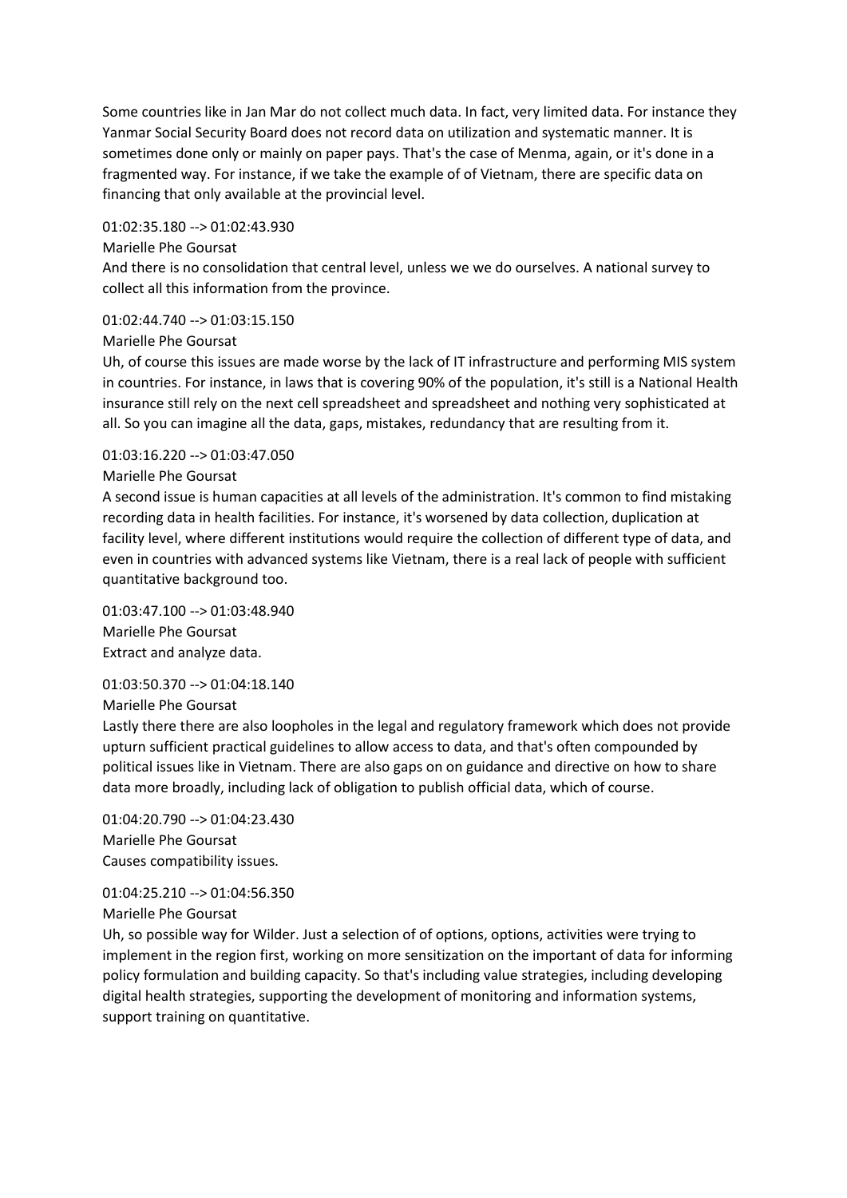Some countries like in Jan Mar do not collect much data. In fact, very limited data. For instance they Yanmar Social Security Board does not record data on utilization and systematic manner. It is sometimes done only or mainly on paper pays. That's the case of Menma, again, or it's done in a fragmented way. For instance, if we take the example of of Vietnam, there are specific data on financing that only available at the provincial level.

01:02:35.180 --> 01:02:43.930
Marielle Phe Goursat
And there is no consolidation that central level, unless we we do ourselves. A national survey to collect all this information from the province.

01:02:44.740 --> 01:03:15.150
Marielle Phe Goursat
Uh, of course this issues are made worse by the lack of IT infrastructure and performing MIS system in countries. For instance, in laws that is covering 90% of the population, it's still is a National Health insurance still rely on the next cell spreadsheet and spreadsheet and nothing very sophisticated at all. So you can imagine all the data, gaps, mistakes, redundancy that are resulting from it.

01:03:16.220 --> 01:03:47.050
Marielle Phe Goursat
A second issue is human capacities at all levels of the administration. It's common to find mistaking recording data in health facilities. For instance, it's worsened by data collection, duplication at facility level, where different institutions would require the collection of different type of data, and even in countries with advanced systems like Vietnam, there is a real lack of people with sufficient quantitative background too.

01:03:47.100 --> 01:03:48.940
Marielle Phe Goursat
Extract and analyze data.

01:03:50.370 --> 01:04:18.140
Marielle Phe Goursat
Lastly there there are also loopholes in the legal and regulatory framework which does not provide upturn sufficient practical guidelines to allow access to data, and that's often compounded by political issues like in Vietnam. There are also gaps on on guidance and directive on how to share data more broadly, including lack of obligation to publish official data, which of course.

01:04:20.790 --> 01:04:23.430
Marielle Phe Goursat
Causes compatibility issues.

01:04:25.210 --> 01:04:56.350
Marielle Phe Goursat
Uh, so possible way for Wilder. Just a selection of of options, options, activities were trying to implement in the region first, working on more sensitization on the important of data for informing policy formulation and building capacity. So that's including value strategies, including developing digital health strategies, supporting the development of monitoring and information systems, support training on quantitative.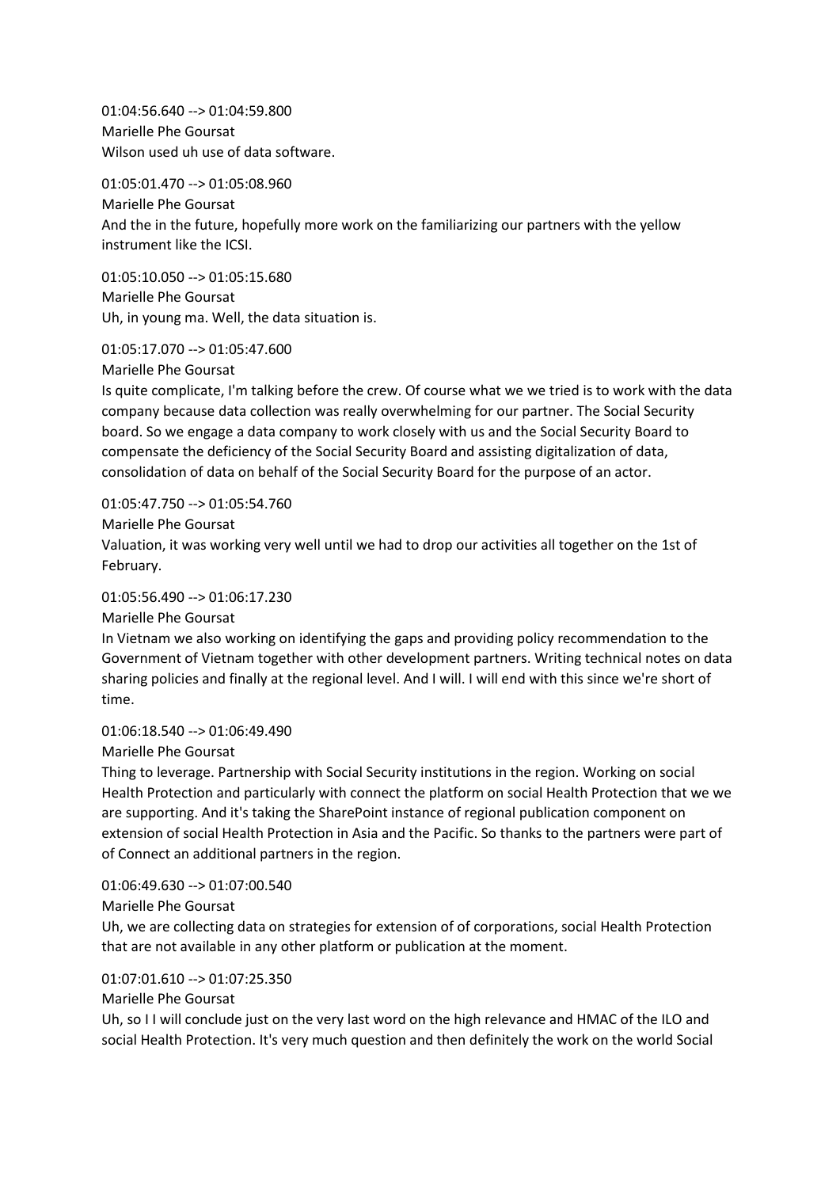01:04:56.640 --> 01:04:59.800
Marielle Phe Goursat
Wilson used uh use of data software.

01:05:01.470 --> 01:05:08.960
Marielle Phe Goursat
And the in the future, hopefully more work on the familiarizing our partners with the yellow instrument like the ICSI.

01:05:10.050 --> 01:05:15.680
Marielle Phe Goursat
Uh, in young ma. Well, the data situation is.

01:05:17.070 --> 01:05:47.600
Marielle Phe Goursat
Is quite complicate, I'm talking before the crew. Of course what we we tried is to work with the data company because data collection was really overwhelming for our partner. The Social Security board. So we engage a data company to work closely with us and the Social Security Board to compensate the deficiency of the Social Security Board and assisting digitalization of data, consolidation of data on behalf of the Social Security Board for the purpose of an actor.

01:05:47.750 --> 01:05:54.760
Marielle Phe Goursat
Valuation, it was working very well until we had to drop our activities all together on the 1st of February.

01:05:56.490 --> 01:06:17.230
Marielle Phe Goursat
In Vietnam we also working on identifying the gaps and providing policy recommendation to the Government of Vietnam together with other development partners. Writing technical notes on data sharing policies and finally at the regional level. And I will. I will end with this since we're short of time.

01:06:18.540 --> 01:06:49.490
Marielle Phe Goursat
Thing to leverage. Partnership with Social Security institutions in the region. Working on social Health Protection and particularly with connect the platform on social Health Protection that we we are supporting. And it's taking the SharePoint instance of regional publication component on extension of social Health Protection in Asia and the Pacific. So thanks to the partners were part of of Connect an additional partners in the region.

01:06:49.630 --> 01:07:00.540
Marielle Phe Goursat
Uh, we are collecting data on strategies for extension of of corporations, social Health Protection that are not available in any other platform or publication at the moment.

01:07:01.610 --> 01:07:25.350
Marielle Phe Goursat
Uh, so I I will conclude just on the very last word on the high relevance and HMAC of the ILO and social Health Protection. It's very much question and then definitely the work on the world Social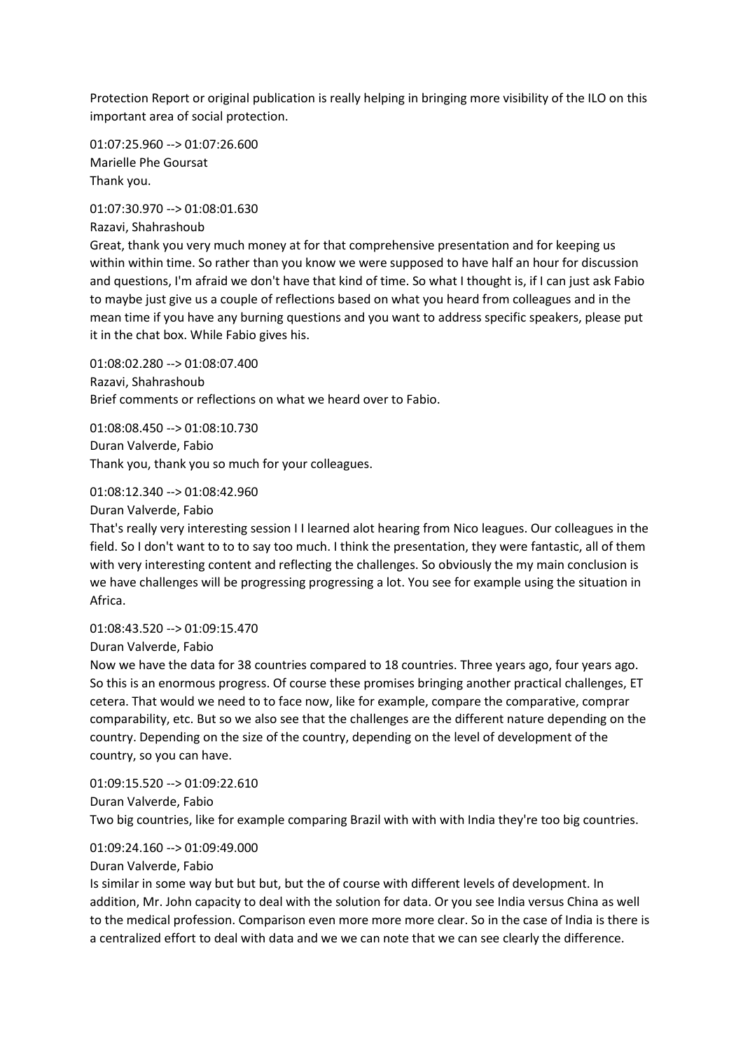Protection Report or original publication is really helping in bringing more visibility of the ILO on this important area of social protection.

01:07:25.960 --> 01:07:26.600
Marielle Phe Goursat
Thank you.

01:07:30.970 --> 01:08:01.630
Razavi, Shahrashoub
Great, thank you very much money at for that comprehensive presentation and for keeping us within within time. So rather than you know we were supposed to have half an hour for discussion and questions, I'm afraid we don't have that kind of time. So what I thought is, if I can just ask Fabio to maybe just give us a couple of reflections based on what you heard from colleagues and in the mean time if you have any burning questions and you want to address specific speakers, please put it in the chat box. While Fabio gives his.

01:08:02.280 --> 01:08:07.400
Razavi, Shahrashoub
Brief comments or reflections on what we heard over to Fabio.

01:08:08.450 --> 01:08:10.730
Duran Valverde, Fabio
Thank you, thank you so much for your colleagues.

01:08:12.340 --> 01:08:42.960
Duran Valverde, Fabio
That's really very interesting session I I learned alot hearing from Nico leagues. Our colleagues in the field. So I don't want to to to say too much. I think the presentation, they were fantastic, all of them with very interesting content and reflecting the challenges. So obviously the my main conclusion is we have challenges will be progressing progressing a lot. You see for example using the situation in Africa.

01:08:43.520 --> 01:09:15.470
Duran Valverde, Fabio
Now we have the data for 38 countries compared to 18 countries. Three years ago, four years ago. So this is an enormous progress. Of course these promises bringing another practical challenges, ET cetera. That would we need to to face now, like for example, compare the comparative, comprar comparability, etc. But so we also see that the challenges are the different nature depending on the country. Depending on the size of the country, depending on the level of development of the country, so you can have.

01:09:15.520 --> 01:09:22.610
Duran Valverde, Fabio
Two big countries, like for example comparing Brazil with with with India they're too big countries.

01:09:24.160 --> 01:09:49.000
Duran Valverde, Fabio
Is similar in some way but but but, but the of course with different levels of development. In addition, Mr. John capacity to deal with the solution for data. Or you see India versus China as well to the medical profession. Comparison even more more more clear. So in the case of India is there is a centralized effort to deal with data and we we can note that we can see clearly the difference.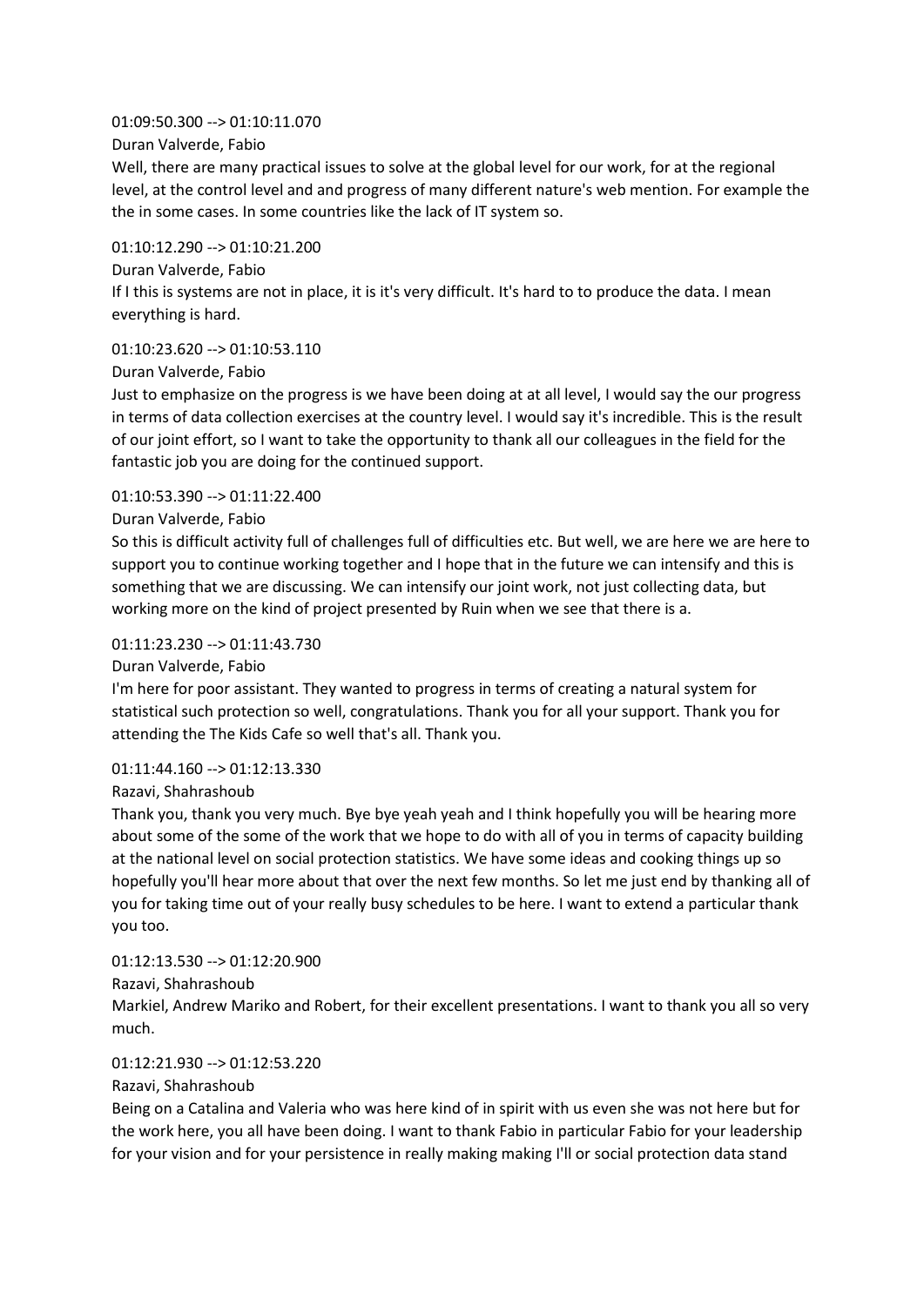01:09:50.300 --> 01:10:11.070

Duran Valverde, Fabio

Well, there are many practical issues to solve at the global level for our work, for at the regional level, at the control level and and progress of many different nature's web mention. For example the the in some cases. In some countries like the lack of IT system so.

01:10:12.290 --> 01:10:21.200

Duran Valverde, Fabio

If I this is systems are not in place, it is it's very difficult. It's hard to to produce the data. I mean everything is hard.

01:10:23.620 --> 01:10:53.110

Duran Valverde, Fabio

Just to emphasize on the progress is we have been doing at at all level, I would say the our progress in terms of data collection exercises at the country level. I would say it's incredible. This is the result of our joint effort, so I want to take the opportunity to thank all our colleagues in the field for the fantastic job you are doing for the continued support.

01:10:53.390 --> 01:11:22.400

Duran Valverde, Fabio

So this is difficult activity full of challenges full of difficulties etc. But well, we are here we are here to support you to continue working together and I hope that in the future we can intensify and this is something that we are discussing. We can intensify our joint work, not just collecting data, but working more on the kind of project presented by Ruin when we see that there is a.

01:11:23.230 --> 01:11:43.730

Duran Valverde, Fabio

I'm here for poor assistant. They wanted to progress in terms of creating a natural system for statistical such protection so well, congratulations. Thank you for all your support. Thank you for attending the The Kids Cafe so well that's all. Thank you.

01:11:44.160 --> 01:12:13.330

Razavi, Shahrashoub

Thank you, thank you very much. Bye bye yeah yeah and I think hopefully you will be hearing more about some of the some of the work that we hope to do with all of you in terms of capacity building at the national level on social protection statistics. We have some ideas and cooking things up so hopefully you'll hear more about that over the next few months. So let me just end by thanking all of you for taking time out of your really busy schedules to be here. I want to extend a particular thank you too.

01:12:13.530 --> 01:12:20.900

Razavi, Shahrashoub

Markiel, Andrew Mariko and Robert, for their excellent presentations. I want to thank you all so very much.

01:12:21.930 --> 01:12:53.220

Razavi, Shahrashoub

Being on a Catalina and Valeria who was here kind of in spirit with us even she was not here but for the work here, you all have been doing. I want to thank Fabio in particular Fabio for your leadership for your vision and for your persistence in really making making I'll or social protection data stand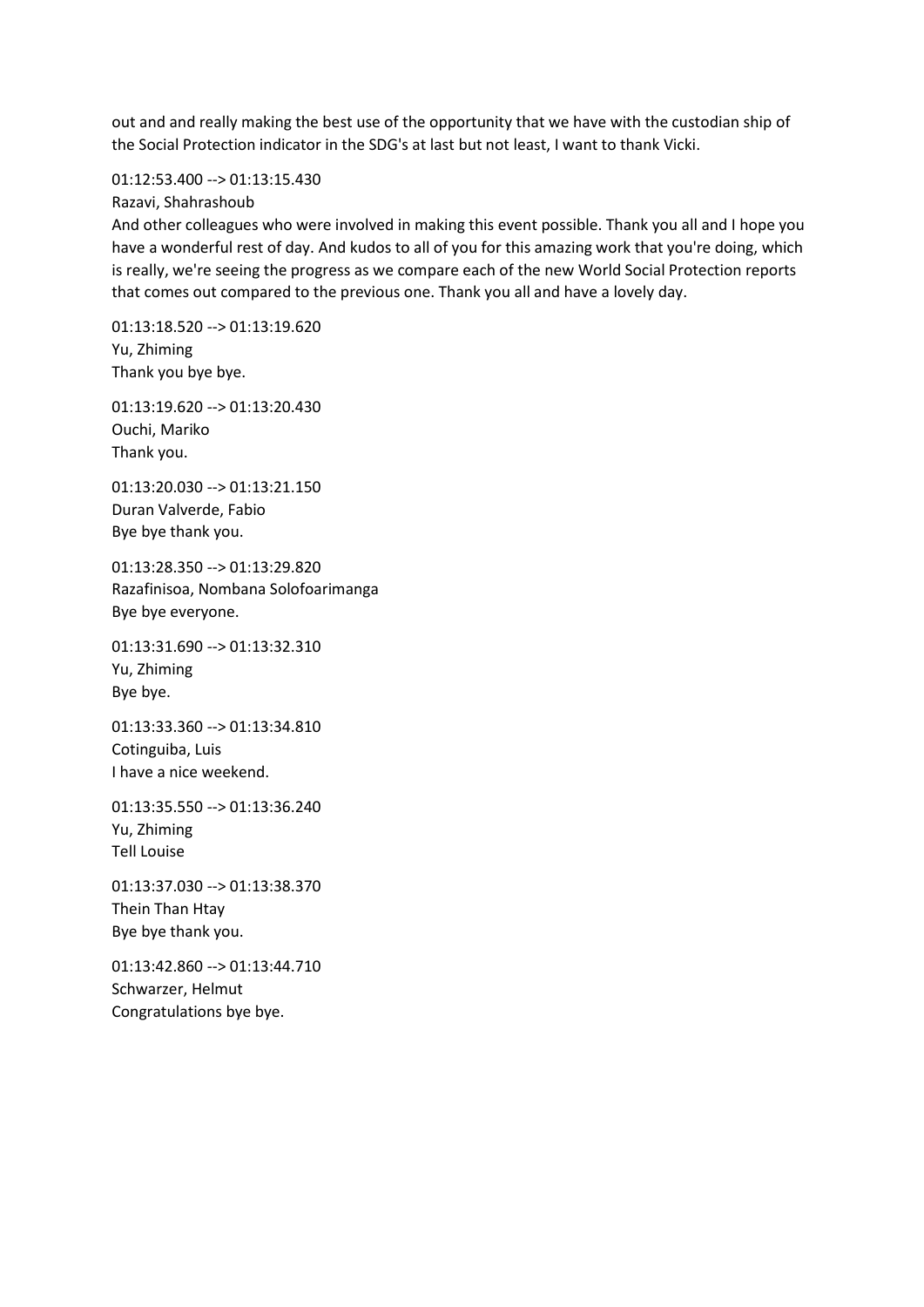out and and really making the best use of the opportunity that we have with the custodian ship of the Social Protection indicator in the SDG's at last but not least, I want to thank Vicki.

01:12:53.400 --> 01:13:15.430
Razavi, Shahrashoub
And other colleagues who were involved in making this event possible. Thank you all and I hope you have a wonderful rest of day. And kudos to all of you for this amazing work that you're doing, which is really, we're seeing the progress as we compare each of the new World Social Protection reports that comes out compared to the previous one. Thank you all and have a lovely day.

01:13:18.520 --> 01:13:19.620
Yu, Zhiming
Thank you bye bye.

01:13:19.620 --> 01:13:20.430
Ouchi, Mariko
Thank you.

01:13:20.030 --> 01:13:21.150
Duran Valverde, Fabio
Bye bye thank you.

01:13:28.350 --> 01:13:29.820
Razafinisoa, Nombana Solofoarimanga
Bye bye everyone.

01:13:31.690 --> 01:13:32.310
Yu, Zhiming
Bye bye.

01:13:33.360 --> 01:13:34.810
Cotinguiba, Luis
I have a nice weekend.

01:13:35.550 --> 01:13:36.240
Yu, Zhiming
Tell Louise

01:13:37.030 --> 01:13:38.370
Thein Than Htay
Bye bye thank you.

01:13:42.860 --> 01:13:44.710
Schwarzer, Helmut
Congratulations bye bye.